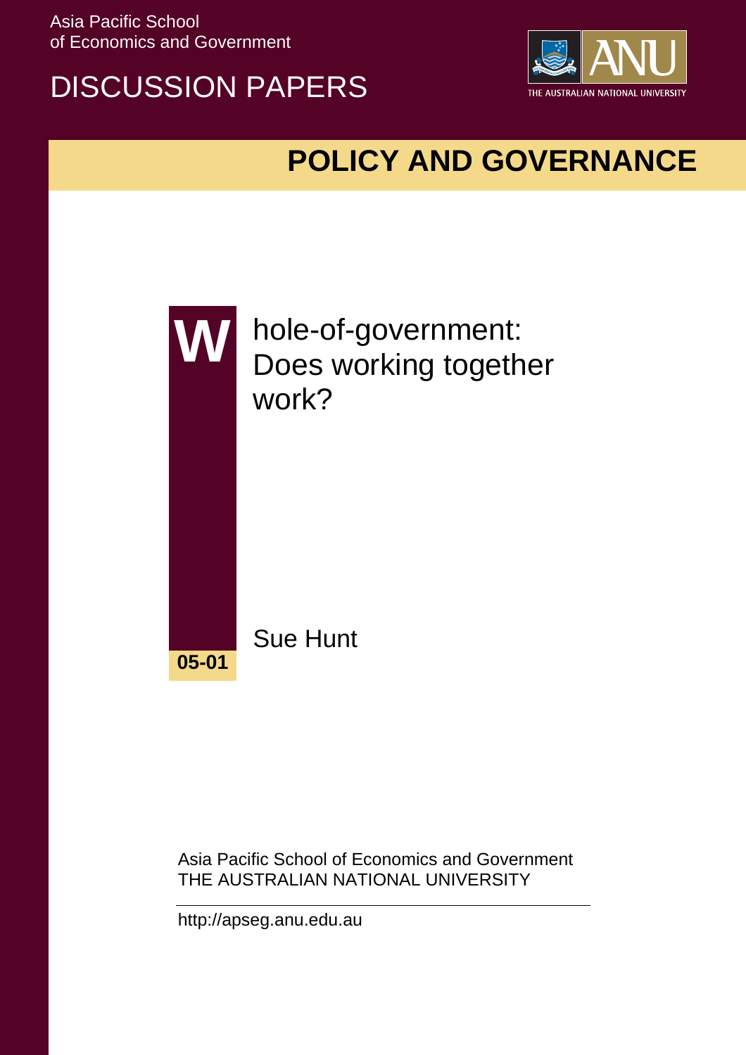Asia Pacific School of Economics and Government

DISCUSSION PAPERS

THE AUSTRALIAN NATIONAL UNIVERSITY

## POLICY AND GOVERNANCE

# Whole-of-government: Does working together work?

Sue Hunt

**05-01**

Asia Pacific School of Economics and Government
THE AUSTRALIAN NATIONAL UNIVERSITY

http://apseg.anu.edu.au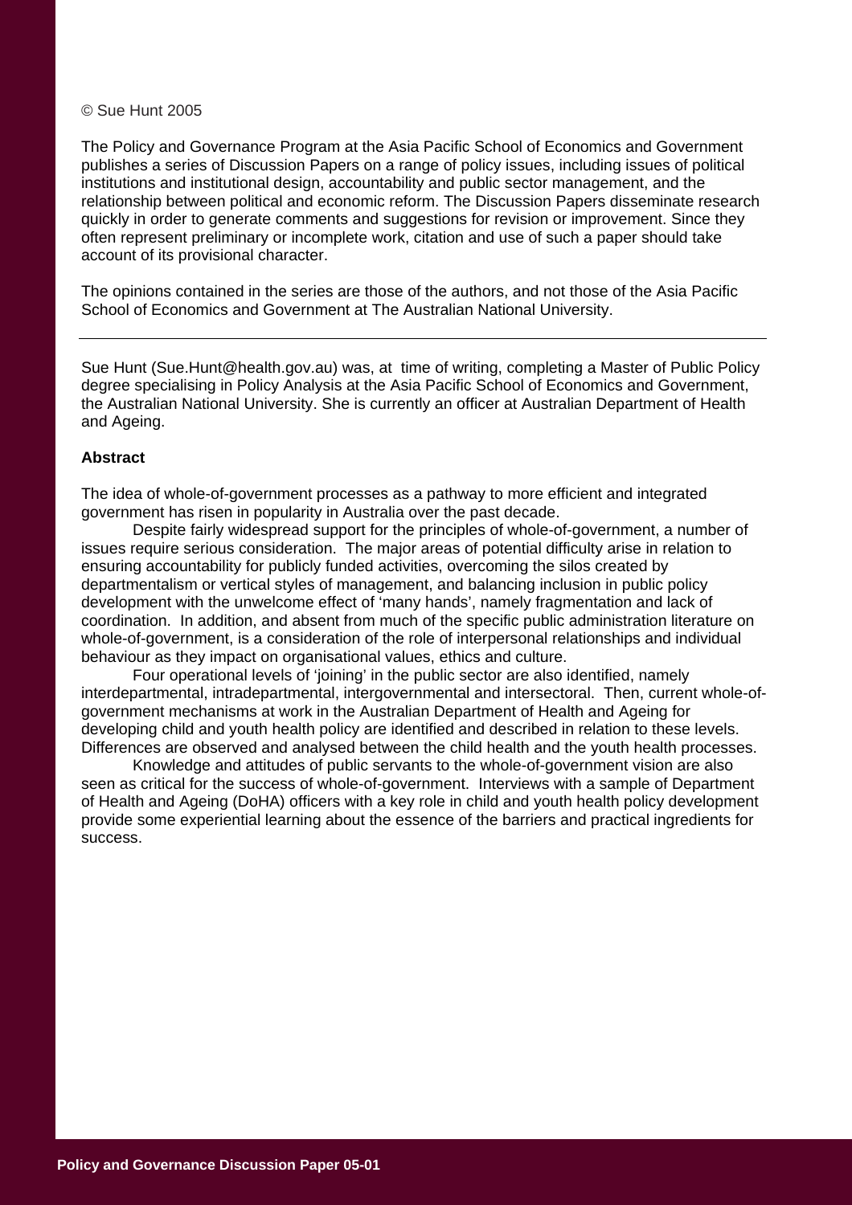© Sue Hunt 2005

The Policy and Governance Program at the Asia Pacific School of Economics and Government publishes a series of Discussion Papers on a range of policy issues, including issues of political institutions and institutional design, accountability and public sector management, and the relationship between political and economic reform. The Discussion Papers disseminate research quickly in order to generate comments and suggestions for revision or improvement. Since they often represent preliminary or incomplete work, citation and use of such a paper should take account of its provisional character.

The opinions contained in the series are those of the authors, and not those of the Asia Pacific School of Economics and Government at The Australian National University.

---

Sue Hunt (Sue.Hunt@health.gov.au) was, at time of writing, completing a Master of Public Policy degree specialising in Policy Analysis at the Asia Pacific School of Economics and Government, the Australian National University. She is currently an officer at Australian Department of Health and Ageing.

**Abstract**

The idea of whole-of-government processes as a pathway to more efficient and integrated government has risen in popularity in Australia over the past decade.

Despite fairly widespread support for the principles of whole-of-government, a number of issues require serious consideration. The major areas of potential difficulty arise in relation to ensuring accountability for publicly funded activities, overcoming the silos created by departmentalism or vertical styles of management, and balancing inclusion in public policy development with the unwelcome effect of 'many hands', namely fragmentation and lack of coordination. In addition, and absent from much of the specific public administration literature on whole-of-government, is a consideration of the role of interpersonal relationships and individual behaviour as they impact on organisational values, ethics and culture.

Four operational levels of 'joining' in the public sector are also identified, namely interdepartmental, intradepartmental, intergovernmental and intersectoral. Then, current whole-of-government mechanisms at work in the Australian Department of Health and Ageing for developing child and youth health policy are identified and described in relation to these levels. Differences are observed and analysed between the child health and the youth health processes.

Knowledge and attitudes of public servants to the whole-of-government vision are also seen as critical for the success of whole-of-government. Interviews with a sample of Department of Health and Ageing (DoHA) officers with a key role in child and youth health policy development provide some experiential learning about the essence of the barriers and practical ingredients for success.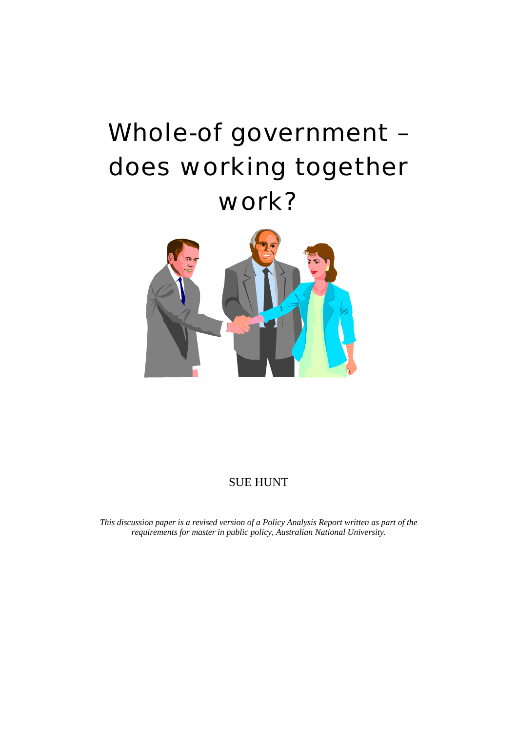# Whole-of government – does working together work?

SUE HUNT

*This discussion paper is a revised version of a Policy Analysis Report written as part of the requirements for master in public policy, Australian National University.*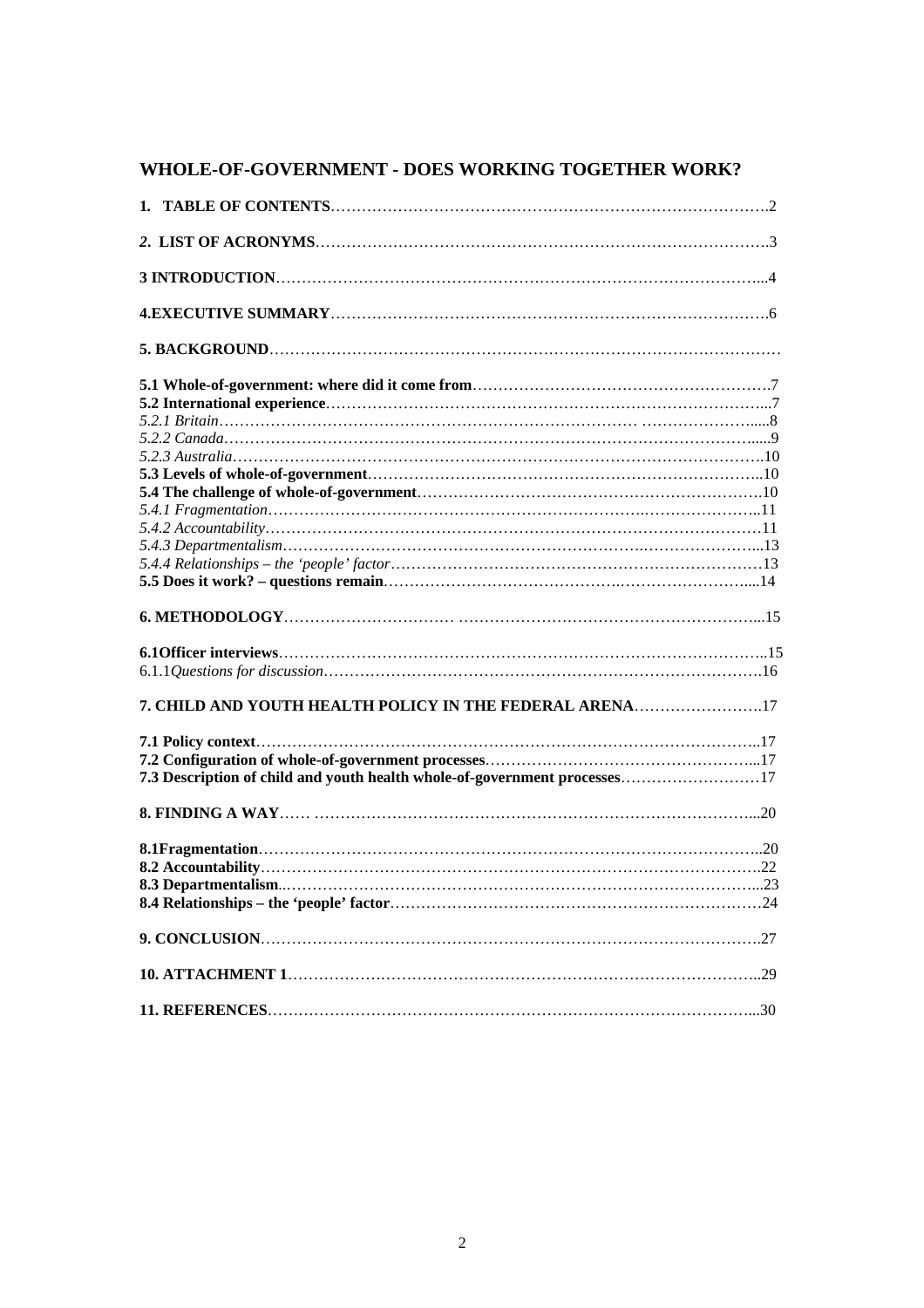# WHOLE-OF-GOVERNMENT - DOES WORKING TOGETHER WORK?

**1. TABLE OF CONTENTS**……………………………………………………………………….2

***2.* LIST OF ACRONYMS**…………………………………………………………………….3

**3 INTRODUCTION**…………………………………………………………………………...4

**4.EXECUTIVE SUMMARY**……………………………………………………………………….6

**5. BACKGROUND**…………………………………………………………………………………

**5.1 Whole-of-government: where did it come from**……………………………………………….7
**5.2 International experience**…………………………………………………………………...7
*5.2.1 Britain*……………………………………………………………… ………………….....8
*5.2.2 Canada*……………………………………………………………………………………....9
*5.2.3 Australia*………………………………………………………………………………….10
**5.3 Levels of whole-of-government**…………………………………………………………..10
**5.4 The challenge of whole-of-government**……………………………………………………….10
*5.4.1 Fragmentation*……………………………………………………………………………..11
*5.4.2 Accountability*…………………………………………………………………………11
*5.4.3 Departmentalism*……………………………………………………………………...13
*5.4.4 Relationships – the 'people' factor*…………………………………………………………13
**5.5 Does it work? – questions remain**…………………………………………………….....14

**6. METHODOLOGY**………………………… …………………………………………………...15

**6.1Officer interviews**………………………………………………………………………..15
6.1.1*Questions for discussion*………………………………………………………………….16

**7. CHILD AND YOUTH HEALTH POLICY IN THE FEDERAL ARENA**…………………….17

**7.1 Policy context**………………………………………………………………………………..17
**7.2 Configuration of whole-of-government processes**……………………………………………...17
**7.3 Description of child and youth health whole-of-government processes**………………………17

**8. FINDING A WAY**…… ………………………………………………………………………...20

**8.1Fragmentation**…………………………………………………………………………………..20
**8.2 Accountability**…………………………………………………………………………………….22
**8.3 Departmentalism**.…………………………………………………………………………...23
**8.4 Relationships – the 'people' factor**………………………………………………………………24

**9. CONCLUSION**…………………………………………………………………………………….27

**10. ATTACHMENT 1**……………………………………………………………………………..29

**11. REFERENCES**…………………………………………………………………………………...30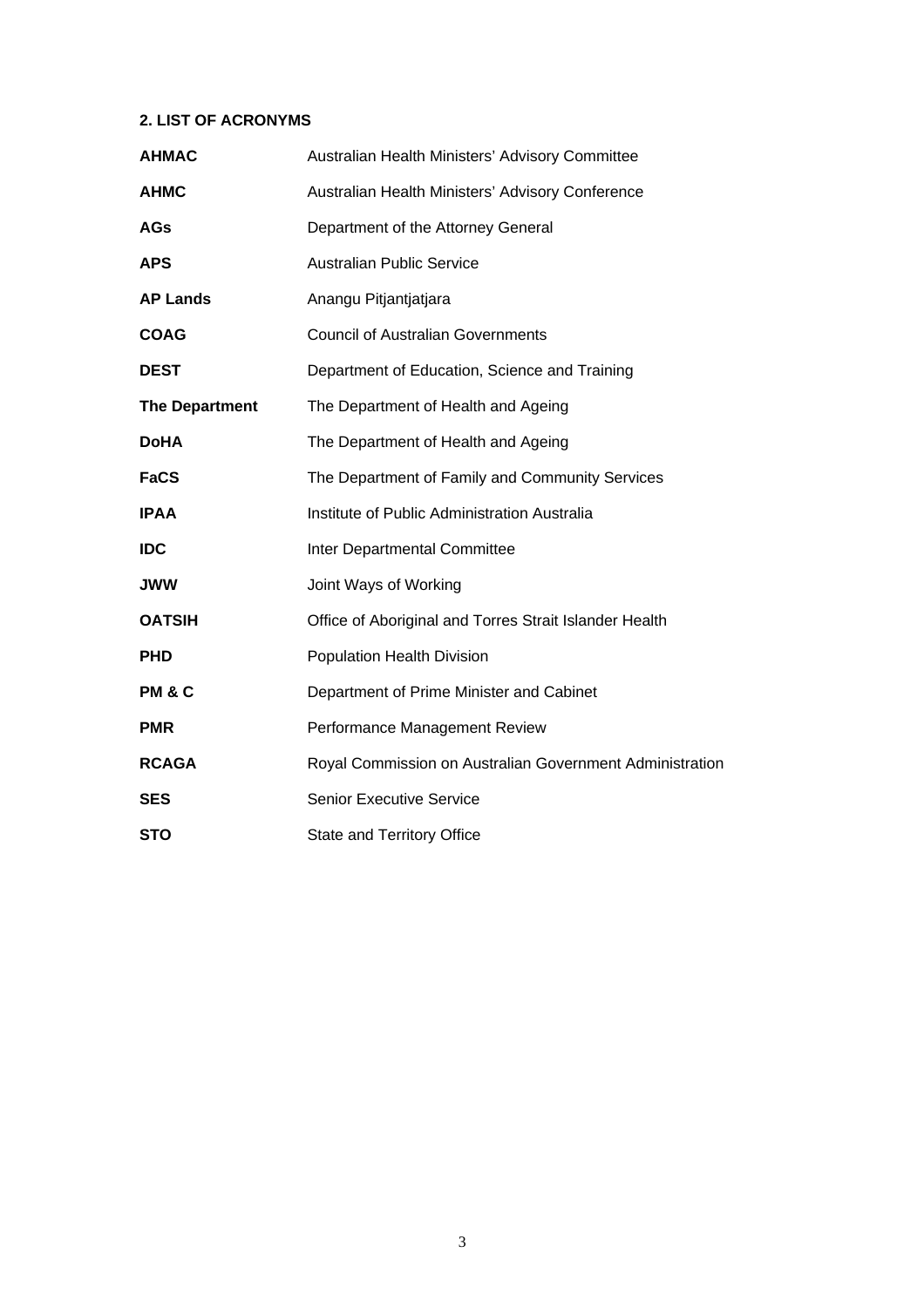## 2. LIST OF ACRONYMS

| | |
|---|---|
| **AHMAC** | Australian Health Ministers' Advisory Committee |
| **AHMC** | Australian Health Ministers' Advisory Conference |
| **AGs** | Department of the Attorney General |
| **APS** | Australian Public Service |
| **AP Lands** | Anangu Pitjantjatjara |
| **COAG** | Council of Australian Governments |
| **DEST** | Department of Education, Science and Training |
| **The Department** | The Department of Health and Ageing |
| **DoHA** | The Department of Health and Ageing |
| **FaCS** | The Department of Family and Community Services |
| **IPAA** | Institute of Public Administration Australia |
| **IDC** | Inter Departmental Committee |
| **JWW** | Joint Ways of Working |
| **OATSIH** | Office of Aboriginal and Torres Strait Islander Health |
| **PHD** | Population Health Division |
| **PM & C** | Department of Prime Minister and Cabinet |
| **PMR** | Performance Management Review |
| **RCAGA** | Royal Commission on Australian Government Administration |
| **SES** | Senior Executive Service |
| **STO** | State and Territory Office |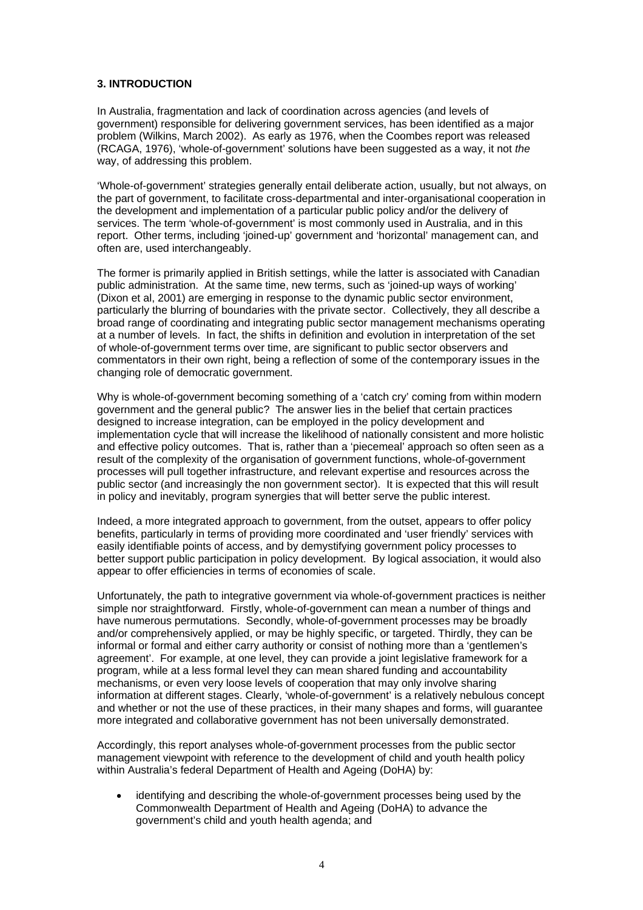## 3. INTRODUCTION

In Australia, fragmentation and lack of coordination across agencies (and levels of government) responsible for delivering government services, has been identified as a major problem (Wilkins, March 2002). As early as 1976, when the Coombes report was released (RCAGA, 1976), 'whole-of-government' solutions have been suggested as a way, it not *the* way, of addressing this problem.

'Whole-of-government' strategies generally entail deliberate action, usually, but not always, on the part of government, to facilitate cross-departmental and inter-organisational cooperation in the development and implementation of a particular public policy and/or the delivery of services. The term 'whole-of-government' is most commonly used in Australia, and in this report. Other terms, including 'joined-up' government and 'horizontal' management can, and often are, used interchangeably.

The former is primarily applied in British settings, while the latter is associated with Canadian public administration. At the same time, new terms, such as 'joined-up ways of working' (Dixon et al, 2001) are emerging in response to the dynamic public sector environment, particularly the blurring of boundaries with the private sector. Collectively, they all describe a broad range of coordinating and integrating public sector management mechanisms operating at a number of levels. In fact, the shifts in definition and evolution in interpretation of the set of whole-of-government terms over time, are significant to public sector observers and commentators in their own right, being a reflection of some of the contemporary issues in the changing role of democratic government.

Why is whole-of-government becoming something of a 'catch cry' coming from within modern government and the general public? The answer lies in the belief that certain practices designed to increase integration, can be employed in the policy development and implementation cycle that will increase the likelihood of nationally consistent and more holistic and effective policy outcomes. That is, rather than a 'piecemeal' approach so often seen as a result of the complexity of the organisation of government functions, whole-of-government processes will pull together infrastructure, and relevant expertise and resources across the public sector (and increasingly the non government sector). It is expected that this will result in policy and inevitably, program synergies that will better serve the public interest.

Indeed, a more integrated approach to government, from the outset, appears to offer policy benefits, particularly in terms of providing more coordinated and 'user friendly' services with easily identifiable points of access, and by demystifying government policy processes to better support public participation in policy development. By logical association, it would also appear to offer efficiencies in terms of economies of scale.

Unfortunately, the path to integrative government via whole-of-government practices is neither simple nor straightforward. Firstly, whole-of-government can mean a number of things and have numerous permutations. Secondly, whole-of-government processes may be broadly and/or comprehensively applied, or may be highly specific, or targeted. Thirdly, they can be informal or formal and either carry authority or consist of nothing more than a 'gentlemen's agreement'. For example, at one level, they can provide a joint legislative framework for a program, while at a less formal level they can mean shared funding and accountability mechanisms, or even very loose levels of cooperation that may only involve sharing information at different stages. Clearly, 'whole-of-government' is a relatively nebulous concept and whether or not the use of these practices, in their many shapes and forms, will guarantee more integrated and collaborative government has not been universally demonstrated.

Accordingly, this report analyses whole-of-government processes from the public sector management viewpoint with reference to the development of child and youth health policy within Australia's federal Department of Health and Ageing (DoHA) by:

- identifying and describing the whole-of-government processes being used by the Commonwealth Department of Health and Ageing (DoHA) to advance the government's child and youth health agenda; and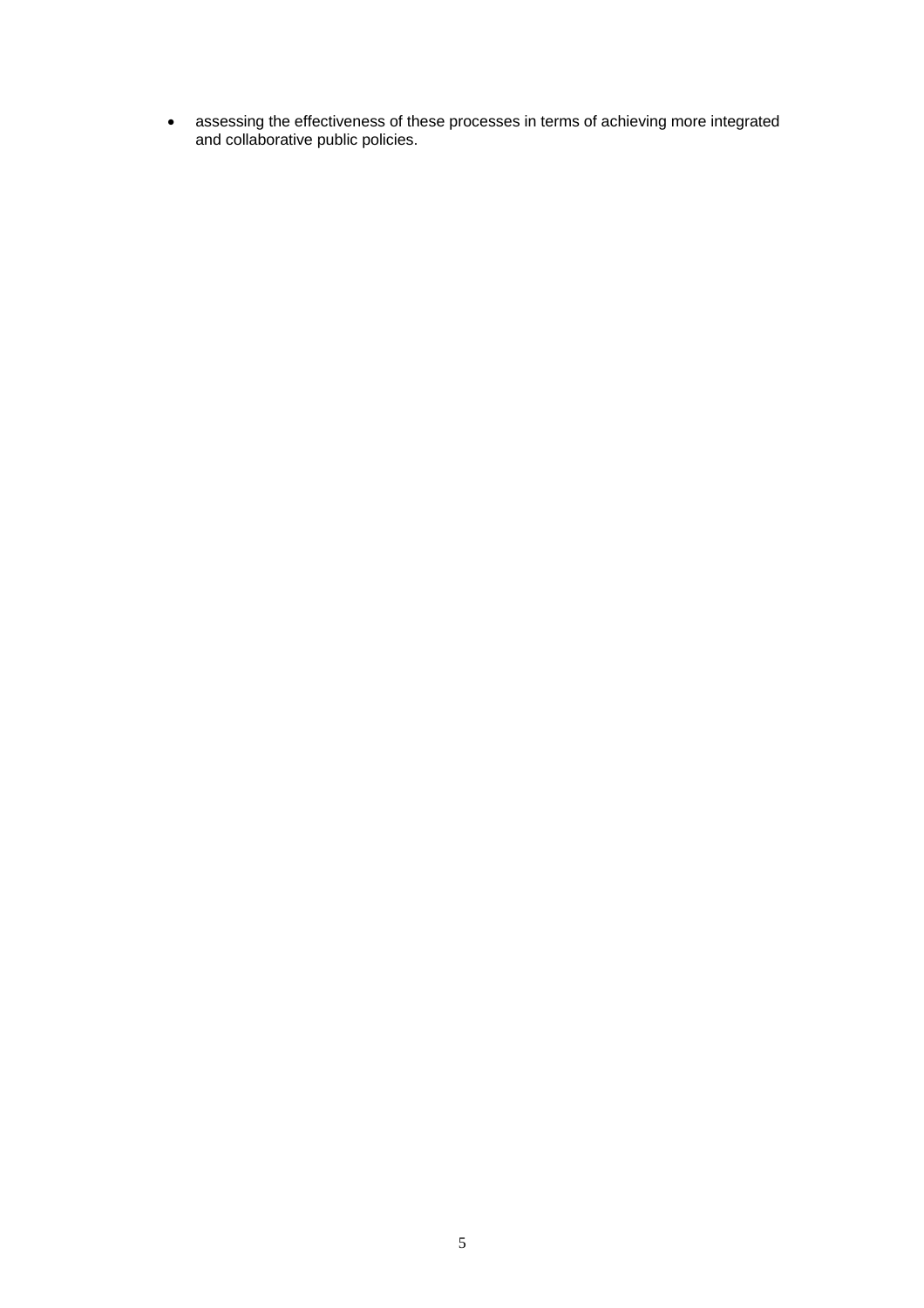- assessing the effectiveness of these processes in terms of achieving more integrated and collaborative public policies.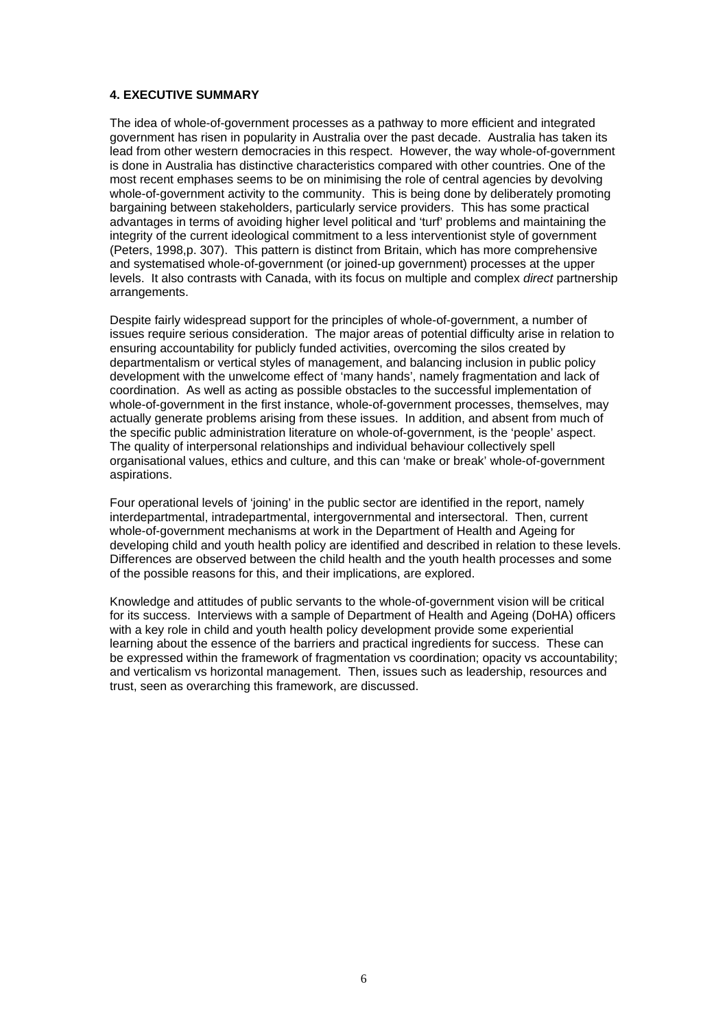## 4. EXECUTIVE SUMMARY

The idea of whole-of-government processes as a pathway to more efficient and integrated government has risen in popularity in Australia over the past decade. Australia has taken its lead from other western democracies in this respect. However, the way whole-of-government is done in Australia has distinctive characteristics compared with other countries. One of the most recent emphases seems to be on minimising the role of central agencies by devolving whole-of-government activity to the community. This is being done by deliberately promoting bargaining between stakeholders, particularly service providers. This has some practical advantages in terms of avoiding higher level political and 'turf' problems and maintaining the integrity of the current ideological commitment to a less interventionist style of government (Peters, 1998,p. 307). This pattern is distinct from Britain, which has more comprehensive and systematised whole-of-government (or joined-up government) processes at the upper levels. It also contrasts with Canada, with its focus on multiple and complex *direct* partnership arrangements.

Despite fairly widespread support for the principles of whole-of-government, a number of issues require serious consideration. The major areas of potential difficulty arise in relation to ensuring accountability for publicly funded activities, overcoming the silos created by departmentalism or vertical styles of management, and balancing inclusion in public policy development with the unwelcome effect of 'many hands', namely fragmentation and lack of coordination. As well as acting as possible obstacles to the successful implementation of whole-of-government in the first instance, whole-of-government processes, themselves, may actually generate problems arising from these issues. In addition, and absent from much of the specific public administration literature on whole-of-government, is the 'people' aspect. The quality of interpersonal relationships and individual behaviour collectively spell organisational values, ethics and culture, and this can 'make or break' whole-of-government aspirations.

Four operational levels of 'joining' in the public sector are identified in the report, namely interdepartmental, intradepartmental, intergovernmental and intersectoral. Then, current whole-of-government mechanisms at work in the Department of Health and Ageing for developing child and youth health policy are identified and described in relation to these levels. Differences are observed between the child health and the youth health processes and some of the possible reasons for this, and their implications, are explored.

Knowledge and attitudes of public servants to the whole-of-government vision will be critical for its success. Interviews with a sample of Department of Health and Ageing (DoHA) officers with a key role in child and youth health policy development provide some experiential learning about the essence of the barriers and practical ingredients for success. These can be expressed within the framework of fragmentation vs coordination; opacity vs accountability; and verticalism vs horizontal management. Then, issues such as leadership, resources and trust, seen as overarching this framework, are discussed.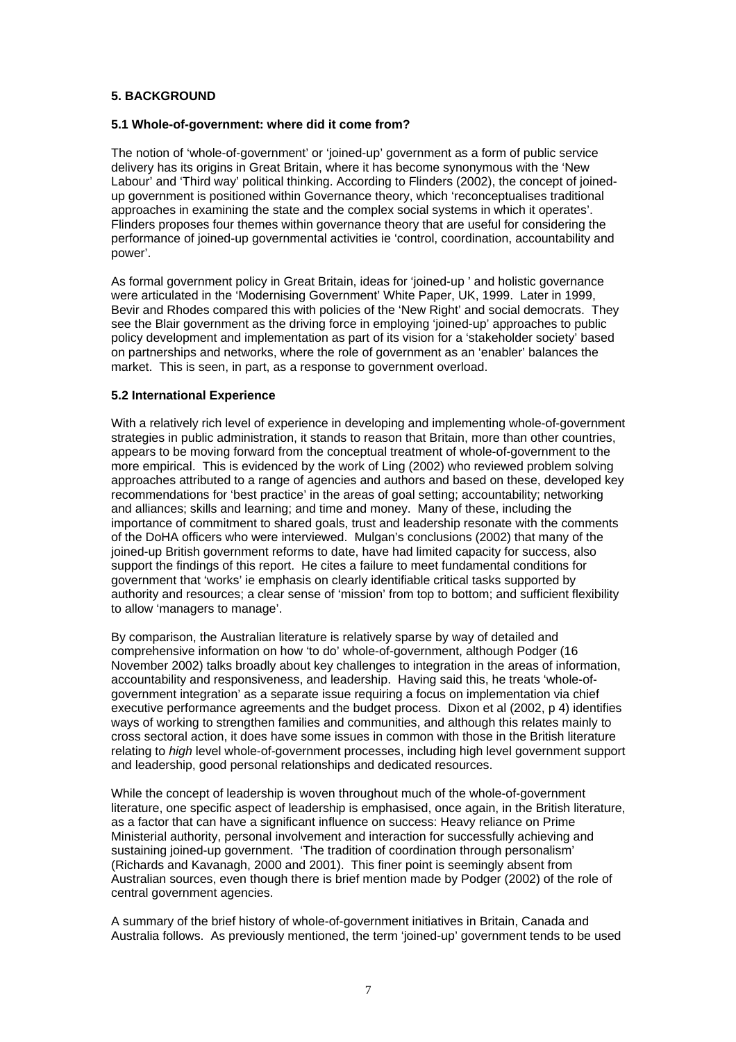## 5. BACKGROUND

### 5.1 Whole-of-government: where did it come from?

The notion of 'whole-of-government' or 'joined-up' government as a form of public service delivery has its origins in Great Britain, where it has become synonymous with the 'New Labour' and 'Third way' political thinking. According to Flinders (2002), the concept of joined-up government is positioned within Governance theory, which 'reconceptualises traditional approaches in examining the state and the complex social systems in which it operates'. Flinders proposes four themes within governance theory that are useful for considering the performance of joined-up governmental activities ie 'control, coordination, accountability and power'.

As formal government policy in Great Britain, ideas for 'joined-up ' and holistic governance were articulated in the 'Modernising Government' White Paper, UK, 1999. Later in 1999, Bevir and Rhodes compared this with policies of the 'New Right' and social democrats. They see the Blair government as the driving force in employing 'joined-up' approaches to public policy development and implementation as part of its vision for a 'stakeholder society' based on partnerships and networks, where the role of government as an 'enabler' balances the market. This is seen, in part, as a response to government overload.

### 5.2 International Experience

With a relatively rich level of experience in developing and implementing whole-of-government strategies in public administration, it stands to reason that Britain, more than other countries, appears to be moving forward from the conceptual treatment of whole-of-government to the more empirical. This is evidenced by the work of Ling (2002) who reviewed problem solving approaches attributed to a range of agencies and authors and based on these, developed key recommendations for 'best practice' in the areas of goal setting; accountability; networking and alliances; skills and learning; and time and money. Many of these, including the importance of commitment to shared goals, trust and leadership resonate with the comments of the DoHA officers who were interviewed. Mulgan's conclusions (2002) that many of the joined-up British government reforms to date, have had limited capacity for success, also support the findings of this report. He cites a failure to meet fundamental conditions for government that 'works' ie emphasis on clearly identifiable critical tasks supported by authority and resources; a clear sense of 'mission' from top to bottom; and sufficient flexibility to allow 'managers to manage'.

By comparison, the Australian literature is relatively sparse by way of detailed and comprehensive information on how 'to do' whole-of-government, although Podger (16 November 2002) talks broadly about key challenges to integration in the areas of information, accountability and responsiveness, and leadership. Having said this, he treats 'whole-of-government integration' as a separate issue requiring a focus on implementation via chief executive performance agreements and the budget process. Dixon et al (2002, p 4) identifies ways of working to strengthen families and communities, and although this relates mainly to cross sectoral action, it does have some issues in common with those in the British literature relating to *high* level whole-of-government processes, including high level government support and leadership, good personal relationships and dedicated resources.

While the concept of leadership is woven throughout much of the whole-of-government literature, one specific aspect of leadership is emphasised, once again, in the British literature, as a factor that can have a significant influence on success: Heavy reliance on Prime Ministerial authority, personal involvement and interaction for successfully achieving and sustaining joined-up government. 'The tradition of coordination through personalism' (Richards and Kavanagh, 2000 and 2001). This finer point is seemingly absent from Australian sources, even though there is brief mention made by Podger (2002) of the role of central government agencies.

A summary of the brief history of whole-of-government initiatives in Britain, Canada and Australia follows. As previously mentioned, the term 'joined-up' government tends to be used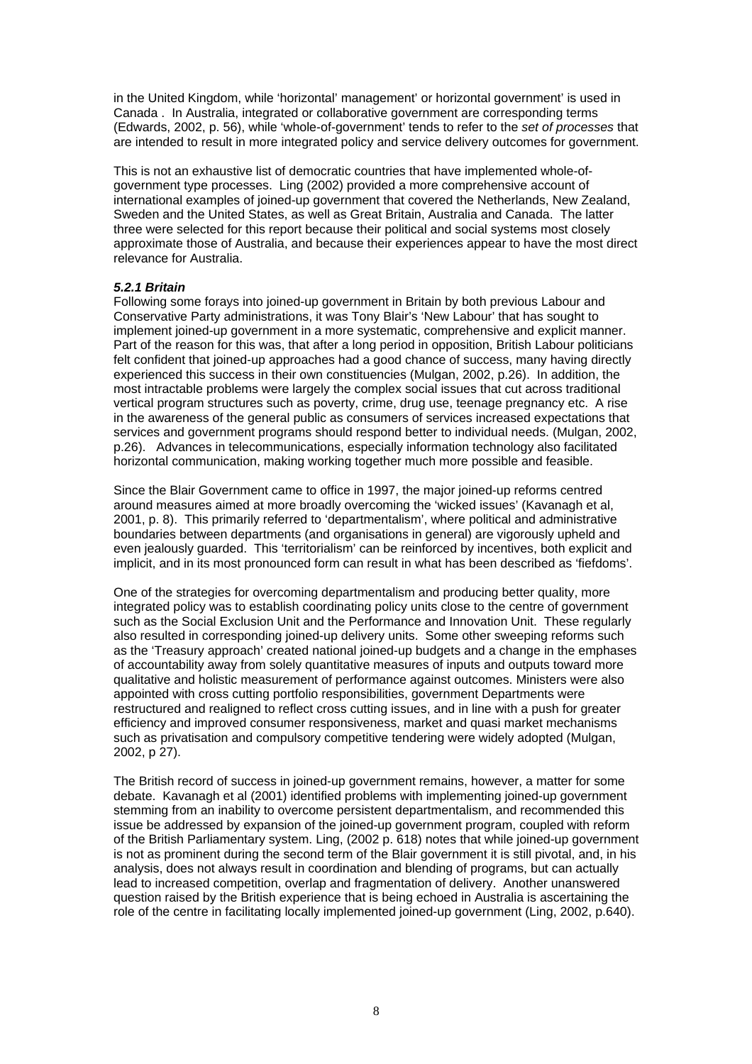in the United Kingdom, while 'horizontal' management' or horizontal government' is used in Canada . In Australia, integrated or collaborative government are corresponding terms (Edwards, 2002, p. 56), while 'whole-of-government' tends to refer to the *set of processes* that are intended to result in more integrated policy and service delivery outcomes for government.

This is not an exhaustive list of democratic countries that have implemented whole-of-government type processes. Ling (2002) provided a more comprehensive account of international examples of joined-up government that covered the Netherlands, New Zealand, Sweden and the United States, as well as Great Britain, Australia and Canada. The latter three were selected for this report because their political and social systems most closely approximate those of Australia, and because their experiences appear to have the most direct relevance for Australia.

#### *5.2.1 Britain*

Following some forays into joined-up government in Britain by both previous Labour and Conservative Party administrations, it was Tony Blair's 'New Labour' that has sought to implement joined-up government in a more systematic, comprehensive and explicit manner. Part of the reason for this was, that after a long period in opposition, British Labour politicians felt confident that joined-up approaches had a good chance of success, many having directly experienced this success in their own constituencies (Mulgan, 2002, p.26). In addition, the most intractable problems were largely the complex social issues that cut across traditional vertical program structures such as poverty, crime, drug use, teenage pregnancy etc. A rise in the awareness of the general public as consumers of services increased expectations that services and government programs should respond better to individual needs. (Mulgan, 2002, p.26). Advances in telecommunications, especially information technology also facilitated horizontal communication, making working together much more possible and feasible.

Since the Blair Government came to office in 1997, the major joined-up reforms centred around measures aimed at more broadly overcoming the 'wicked issues' (Kavanagh et al, 2001, p. 8). This primarily referred to 'departmentalism', where political and administrative boundaries between departments (and organisations in general) are vigorously upheld and even jealously guarded. This 'territorialism' can be reinforced by incentives, both explicit and implicit, and in its most pronounced form can result in what has been described as 'fiefdoms'.

One of the strategies for overcoming departmentalism and producing better quality, more integrated policy was to establish coordinating policy units close to the centre of government such as the Social Exclusion Unit and the Performance and Innovation Unit. These regularly also resulted in corresponding joined-up delivery units. Some other sweeping reforms such as the 'Treasury approach' created national joined-up budgets and a change in the emphases of accountability away from solely quantitative measures of inputs and outputs toward more qualitative and holistic measurement of performance against outcomes. Ministers were also appointed with cross cutting portfolio responsibilities, government Departments were restructured and realigned to reflect cross cutting issues, and in line with a push for greater efficiency and improved consumer responsiveness, market and quasi market mechanisms such as privatisation and compulsory competitive tendering were widely adopted (Mulgan, 2002, p 27).

The British record of success in joined-up government remains, however, a matter for some debate. Kavanagh et al (2001) identified problems with implementing joined-up government stemming from an inability to overcome persistent departmentalism, and recommended this issue be addressed by expansion of the joined-up government program, coupled with reform of the British Parliamentary system. Ling, (2002 p. 618) notes that while joined-up government is not as prominent during the second term of the Blair government it is still pivotal, and, in his analysis, does not always result in coordination and blending of programs, but can actually lead to increased competition, overlap and fragmentation of delivery. Another unanswered question raised by the British experience that is being echoed in Australia is ascertaining the role of the centre in facilitating locally implemented joined-up government (Ling, 2002, p.640).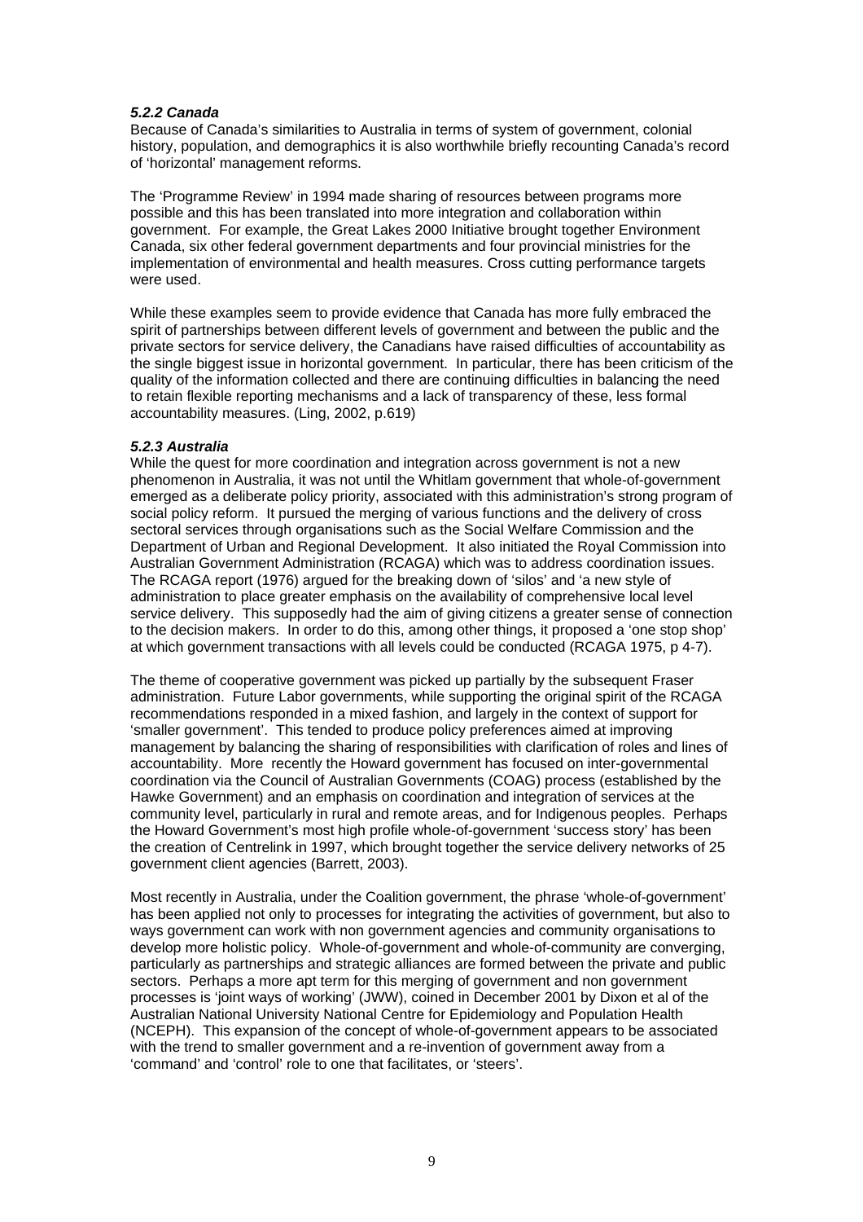#### *5.2.2 Canada*

Because of Canada's similarities to Australia in terms of system of government, colonial history, population, and demographics it is also worthwhile briefly recounting Canada's record of 'horizontal' management reforms.

The 'Programme Review' in 1994 made sharing of resources between programs more possible and this has been translated into more integration and collaboration within government. For example, the Great Lakes 2000 Initiative brought together Environment Canada, six other federal government departments and four provincial ministries for the implementation of environmental and health measures. Cross cutting performance targets were used.

While these examples seem to provide evidence that Canada has more fully embraced the spirit of partnerships between different levels of government and between the public and the private sectors for service delivery, the Canadians have raised difficulties of accountability as the single biggest issue in horizontal government. In particular, there has been criticism of the quality of the information collected and there are continuing difficulties in balancing the need to retain flexible reporting mechanisms and a lack of transparency of these, less formal accountability measures. (Ling, 2002, p.619)

#### *5.2.3 Australia*

While the quest for more coordination and integration across government is not a new phenomenon in Australia, it was not until the Whitlam government that whole-of-government emerged as a deliberate policy priority, associated with this administration's strong program of social policy reform. It pursued the merging of various functions and the delivery of cross sectoral services through organisations such as the Social Welfare Commission and the Department of Urban and Regional Development. It also initiated the Royal Commission into Australian Government Administration (RCAGA) which was to address coordination issues. The RCAGA report (1976) argued for the breaking down of 'silos' and 'a new style of administration to place greater emphasis on the availability of comprehensive local level service delivery. This supposedly had the aim of giving citizens a greater sense of connection to the decision makers. In order to do this, among other things, it proposed a 'one stop shop' at which government transactions with all levels could be conducted (RCAGA 1975, p 4-7).

The theme of cooperative government was picked up partially by the subsequent Fraser administration. Future Labor governments, while supporting the original spirit of the RCAGA recommendations responded in a mixed fashion, and largely in the context of support for 'smaller government'. This tended to produce policy preferences aimed at improving management by balancing the sharing of responsibilities with clarification of roles and lines of accountability. More recently the Howard government has focused on inter-governmental coordination via the Council of Australian Governments (COAG) process (established by the Hawke Government) and an emphasis on coordination and integration of services at the community level, particularly in rural and remote areas, and for Indigenous peoples. Perhaps the Howard Government's most high profile whole-of-government 'success story' has been the creation of Centrelink in 1997, which brought together the service delivery networks of 25 government client agencies (Barrett, 2003).

Most recently in Australia, under the Coalition government, the phrase 'whole-of-government' has been applied not only to processes for integrating the activities of government, but also to ways government can work with non government agencies and community organisations to develop more holistic policy. Whole-of-government and whole-of-community are converging, particularly as partnerships and strategic alliances are formed between the private and public sectors. Perhaps a more apt term for this merging of government and non government processes is 'joint ways of working' (JWW), coined in December 2001 by Dixon et al of the Australian National University National Centre for Epidemiology and Population Health (NCEPH). This expansion of the concept of whole-of-government appears to be associated with the trend to smaller government and a re-invention of government away from a 'command' and 'control' role to one that facilitates, or 'steers'.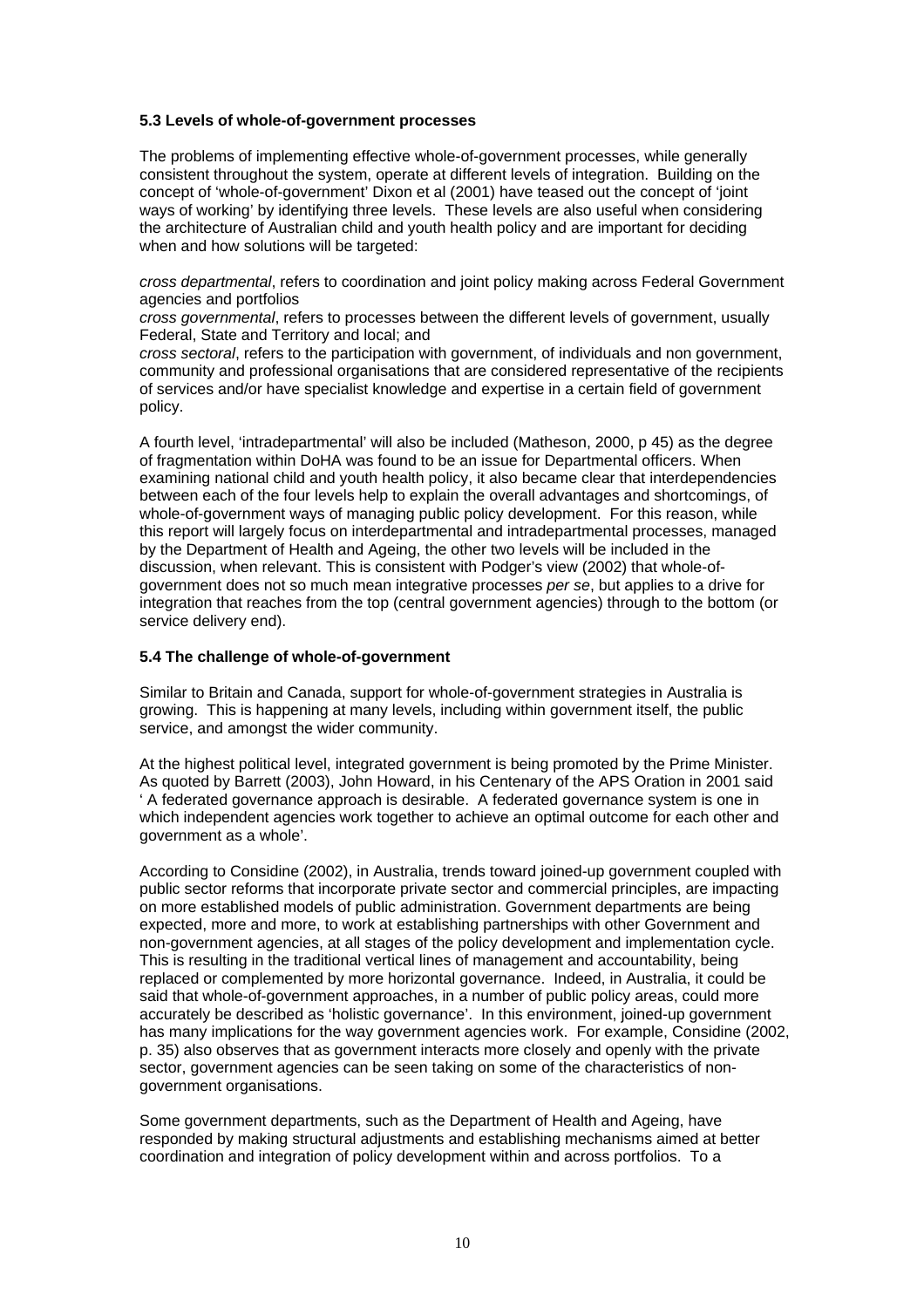### 5.3 Levels of whole-of-government processes

The problems of implementing effective whole-of-government processes, while generally consistent throughout the system, operate at different levels of integration. Building on the concept of 'whole-of-government' Dixon et al (2001) have teased out the concept of 'joint ways of working' by identifying three levels. These levels are also useful when considering the architecture of Australian child and youth health policy and are important for deciding when and how solutions will be targeted:

*cross departmental*, refers to coordination and joint policy making across Federal Government agencies and portfolios
*cross governmental*, refers to processes between the different levels of government, usually Federal, State and Territory and local; and
*cross sectoral*, refers to the participation with government, of individuals and non government, community and professional organisations that are considered representative of the recipients of services and/or have specialist knowledge and expertise in a certain field of government policy.

A fourth level, 'intradepartmental' will also be included (Matheson, 2000, p 45) as the degree of fragmentation within DoHA was found to be an issue for Departmental officers. When examining national child and youth health policy, it also became clear that interdependencies between each of the four levels help to explain the overall advantages and shortcomings, of whole-of-government ways of managing public policy development. For this reason, while this report will largely focus on interdepartmental and intradepartmental processes, managed by the Department of Health and Ageing, the other two levels will be included in the discussion, when relevant. This is consistent with Podger's view (2002) that whole-of-government does not so much mean integrative processes *per se*, but applies to a drive for integration that reaches from the top (central government agencies) through to the bottom (or service delivery end).

### 5.4 The challenge of whole-of-government

Similar to Britain and Canada, support for whole-of-government strategies in Australia is growing. This is happening at many levels, including within government itself, the public service, and amongst the wider community.

At the highest political level, integrated government is being promoted by the Prime Minister. As quoted by Barrett (2003), John Howard, in his Centenary of the APS Oration in 2001 said ' A federated governance approach is desirable. A federated governance system is one in which independent agencies work together to achieve an optimal outcome for each other and government as a whole'.

According to Considine (2002), in Australia, trends toward joined-up government coupled with public sector reforms that incorporate private sector and commercial principles, are impacting on more established models of public administration. Government departments are being expected, more and more, to work at establishing partnerships with other Government and non-government agencies, at all stages of the policy development and implementation cycle. This is resulting in the traditional vertical lines of management and accountability, being replaced or complemented by more horizontal governance. Indeed, in Australia, it could be said that whole-of-government approaches, in a number of public policy areas, could more accurately be described as 'holistic governance'. In this environment, joined-up government has many implications for the way government agencies work. For example, Considine (2002, p. 35) also observes that as government interacts more closely and openly with the private sector, government agencies can be seen taking on some of the characteristics of non-government organisations.

Some government departments, such as the Department of Health and Ageing, have responded by making structural adjustments and establishing mechanisms aimed at better coordination and integration of policy development within and across portfolios. To a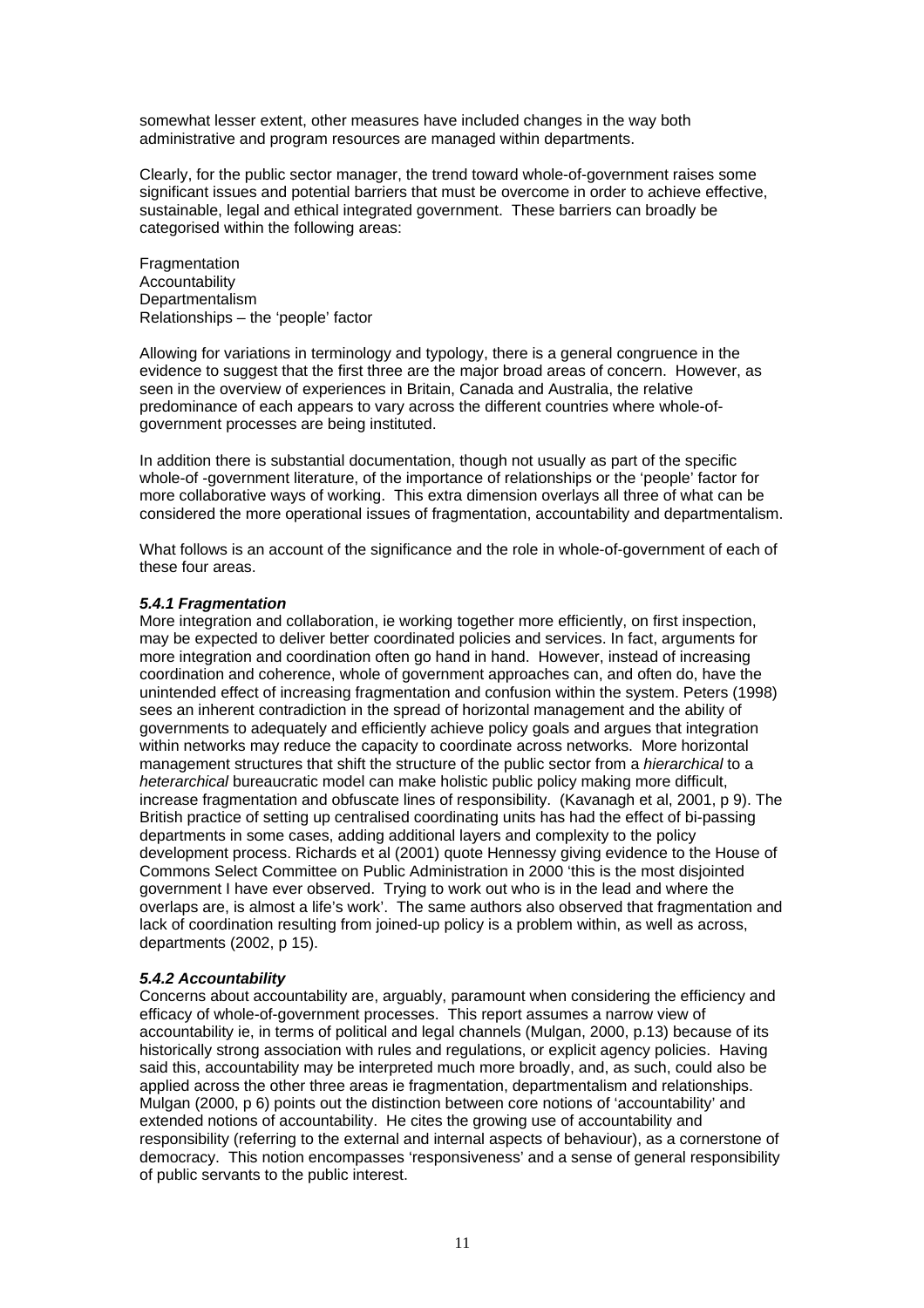somewhat lesser extent, other measures have included changes in the way both administrative and program resources are managed within departments.

Clearly, for the public sector manager, the trend toward whole-of-government raises some significant issues and potential barriers that must be overcome in order to achieve effective, sustainable, legal and ethical integrated government. These barriers can broadly be categorised within the following areas:

Fragmentation
Accountability
Departmentalism
Relationships – the 'people' factor

Allowing for variations in terminology and typology, there is a general congruence in the evidence to suggest that the first three are the major broad areas of concern. However, as seen in the overview of experiences in Britain, Canada and Australia, the relative predominance of each appears to vary across the different countries where whole-of-government processes are being instituted.

In addition there is substantial documentation, though not usually as part of the specific whole-of -government literature, of the importance of relationships or the 'people' factor for more collaborative ways of working. This extra dimension overlays all three of what can be considered the more operational issues of fragmentation, accountability and departmentalism.

What follows is an account of the significance and the role in whole-of-government of each of these four areas.

#### *5.4.1 Fragmentation*

More integration and collaboration, ie working together more efficiently, on first inspection, may be expected to deliver better coordinated policies and services. In fact, arguments for more integration and coordination often go hand in hand. However, instead of increasing coordination and coherence, whole of government approaches can, and often do, have the unintended effect of increasing fragmentation and confusion within the system. Peters (1998) sees an inherent contradiction in the spread of horizontal management and the ability of governments to adequately and efficiently achieve policy goals and argues that integration within networks may reduce the capacity to coordinate across networks. More horizontal management structures that shift the structure of the public sector from a *hierarchical* to a *heterarchical* bureaucratic model can make holistic public policy making more difficult, increase fragmentation and obfuscate lines of responsibility. (Kavanagh et al, 2001, p 9). The British practice of setting up centralised coordinating units has had the effect of bi-passing departments in some cases, adding additional layers and complexity to the policy development process. Richards et al (2001) quote Hennessy giving evidence to the House of Commons Select Committee on Public Administration in 2000 'this is the most disjointed government I have ever observed. Trying to work out who is in the lead and where the overlaps are, is almost a life's work'. The same authors also observed that fragmentation and lack of coordination resulting from joined-up policy is a problem within, as well as across, departments (2002, p 15).

#### *5.4.2 Accountability*

Concerns about accountability are, arguably, paramount when considering the efficiency and efficacy of whole-of-government processes. This report assumes a narrow view of accountability ie, in terms of political and legal channels (Mulgan, 2000, p.13) because of its historically strong association with rules and regulations, or explicit agency policies. Having said this, accountability may be interpreted much more broadly, and, as such, could also be applied across the other three areas ie fragmentation, departmentalism and relationships. Mulgan (2000, p 6) points out the distinction between core notions of 'accountability' and extended notions of accountability. He cites the growing use of accountability and responsibility (referring to the external and internal aspects of behaviour), as a cornerstone of democracy. This notion encompasses 'responsiveness' and a sense of general responsibility of public servants to the public interest.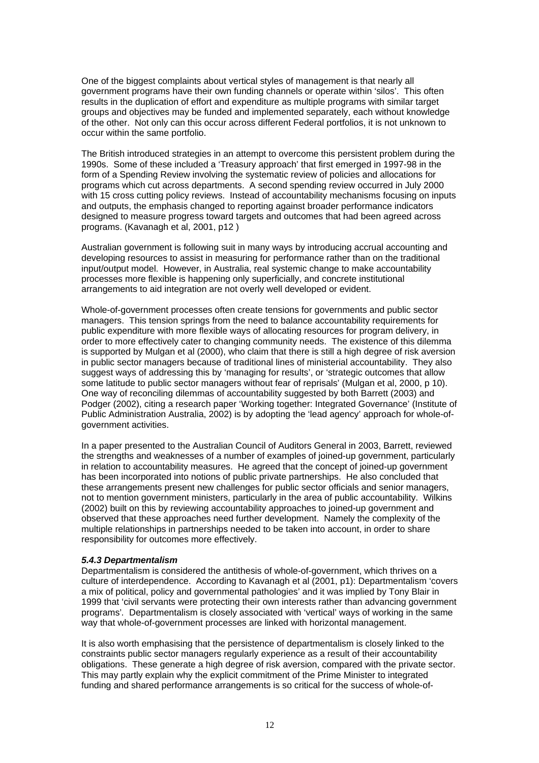One of the biggest complaints about vertical styles of management is that nearly all government programs have their own funding channels or operate within 'silos'. This often results in the duplication of effort and expenditure as multiple programs with similar target groups and objectives may be funded and implemented separately, each without knowledge of the other. Not only can this occur across different Federal portfolios, it is not unknown to occur within the same portfolio.

The British introduced strategies in an attempt to overcome this persistent problem during the 1990s. Some of these included a 'Treasury approach' that first emerged in 1997-98 in the form of a Spending Review involving the systematic review of policies and allocations for programs which cut across departments. A second spending review occurred in July 2000 with 15 cross cutting policy reviews. Instead of accountability mechanisms focusing on inputs and outputs, the emphasis changed to reporting against broader performance indicators designed to measure progress toward targets and outcomes that had been agreed across programs. (Kavanagh et al, 2001, p12 )

Australian government is following suit in many ways by introducing accrual accounting and developing resources to assist in measuring for performance rather than on the traditional input/output model. However, in Australia, real systemic change to make accountability processes more flexible is happening only superficially, and concrete institutional arrangements to aid integration are not overly well developed or evident.

Whole-of-government processes often create tensions for governments and public sector managers. This tension springs from the need to balance accountability requirements for public expenditure with more flexible ways of allocating resources for program delivery, in order to more effectively cater to changing community needs. The existence of this dilemma is supported by Mulgan et al (2000), who claim that there is still a high degree of risk aversion in public sector managers because of traditional lines of ministerial accountability. They also suggest ways of addressing this by 'managing for results', or 'strategic outcomes that allow some latitude to public sector managers without fear of reprisals' (Mulgan et al, 2000, p 10). One way of reconciling dilemmas of accountability suggested by both Barrett (2003) and Podger (2002), citing a research paper 'Working together: Integrated Governance' (Institute of Public Administration Australia, 2002) is by adopting the 'lead agency' approach for whole-of-government activities.

In a paper presented to the Australian Council of Auditors General in 2003, Barrett, reviewed the strengths and weaknesses of a number of examples of joined-up government, particularly in relation to accountability measures. He agreed that the concept of joined-up government has been incorporated into notions of public private partnerships. He also concluded that these arrangements present new challenges for public sector officials and senior managers, not to mention government ministers, particularly in the area of public accountability. Wilkins (2002) built on this by reviewing accountability approaches to joined-up government and observed that these approaches need further development. Namely the complexity of the multiple relationships in partnerships needed to be taken into account, in order to share responsibility for outcomes more effectively.

#### *5.4.3 Departmentalism*

Departmentalism is considered the antithesis of whole-of-government, which thrives on a culture of interdependence. According to Kavanagh et al (2001, p1): Departmentalism 'covers a mix of political, policy and governmental pathologies' and it was implied by Tony Blair in 1999 that 'civil servants were protecting their own interests rather than advancing government programs'. Departmentalism is closely associated with 'vertical' ways of working in the same way that whole-of-government processes are linked with horizontal management.

It is also worth emphasising that the persistence of departmentalism is closely linked to the constraints public sector managers regularly experience as a result of their accountability obligations. These generate a high degree of risk aversion, compared with the private sector. This may partly explain why the explicit commitment of the Prime Minister to integrated funding and shared performance arrangements is so critical for the success of whole-of-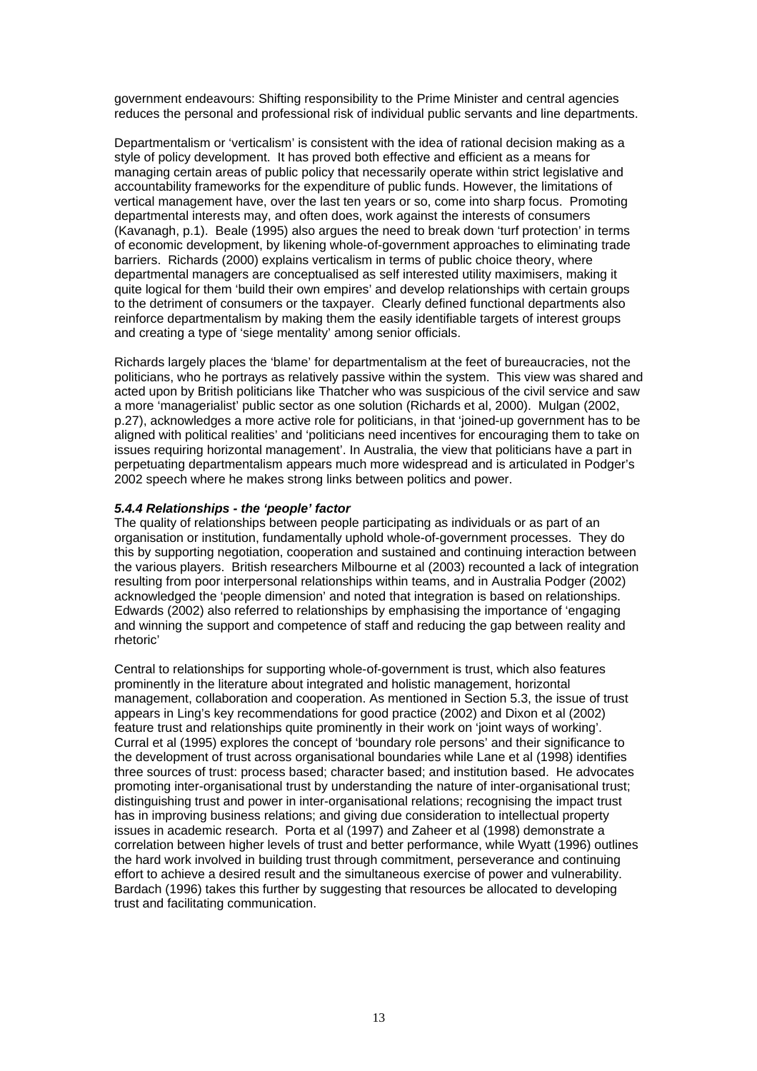government endeavours: Shifting responsibility to the Prime Minister and central agencies reduces the personal and professional risk of individual public servants and line departments.

Departmentalism or 'verticalism' is consistent with the idea of rational decision making as a style of policy development. It has proved both effective and efficient as a means for managing certain areas of public policy that necessarily operate within strict legislative and accountability frameworks for the expenditure of public funds. However, the limitations of vertical management have, over the last ten years or so, come into sharp focus. Promoting departmental interests may, and often does, work against the interests of consumers (Kavanagh, p.1). Beale (1995) also argues the need to break down 'turf protection' in terms of economic development, by likening whole-of-government approaches to eliminating trade barriers. Richards (2000) explains verticalism in terms of public choice theory, where departmental managers are conceptualised as self interested utility maximisers, making it quite logical for them 'build their own empires' and develop relationships with certain groups to the detriment of consumers or the taxpayer. Clearly defined functional departments also reinforce departmentalism by making them the easily identifiable targets of interest groups and creating a type of 'siege mentality' among senior officials.

Richards largely places the 'blame' for departmentalism at the feet of bureaucracies, not the politicians, who he portrays as relatively passive within the system. This view was shared and acted upon by British politicians like Thatcher who was suspicious of the civil service and saw a more 'managerialist' public sector as one solution (Richards et al, 2000). Mulgan (2002, p.27), acknowledges a more active role for politicians, in that 'joined-up government has to be aligned with political realities' and 'politicians need incentives for encouraging them to take on issues requiring horizontal management'. In Australia, the view that politicians have a part in perpetuating departmentalism appears much more widespread and is articulated in Podger's 2002 speech where he makes strong links between politics and power.

#### *5.4.4 Relationships - the 'people' factor*

The quality of relationships between people participating as individuals or as part of an organisation or institution, fundamentally uphold whole-of-government processes. They do this by supporting negotiation, cooperation and sustained and continuing interaction between the various players. British researchers Milbourne et al (2003) recounted a lack of integration resulting from poor interpersonal relationships within teams, and in Australia Podger (2002) acknowledged the 'people dimension' and noted that integration is based on relationships. Edwards (2002) also referred to relationships by emphasising the importance of 'engaging and winning the support and competence of staff and reducing the gap between reality and rhetoric'

Central to relationships for supporting whole-of-government is trust, which also features prominently in the literature about integrated and holistic management, horizontal management, collaboration and cooperation. As mentioned in Section 5.3, the issue of trust appears in Ling's key recommendations for good practice (2002) and Dixon et al (2002) feature trust and relationships quite prominently in their work on 'joint ways of working'. Curral et al (1995) explores the concept of 'boundary role persons' and their significance to the development of trust across organisational boundaries while Lane et al (1998) identifies three sources of trust: process based; character based; and institution based. He advocates promoting inter-organisational trust by understanding the nature of inter-organisational trust; distinguishing trust and power in inter-organisational relations; recognising the impact trust has in improving business relations; and giving due consideration to intellectual property issues in academic research. Porta et al (1997) and Zaheer et al (1998) demonstrate a correlation between higher levels of trust and better performance, while Wyatt (1996) outlines the hard work involved in building trust through commitment, perseverance and continuing effort to achieve a desired result and the simultaneous exercise of power and vulnerability. Bardach (1996) takes this further by suggesting that resources be allocated to developing trust and facilitating communication.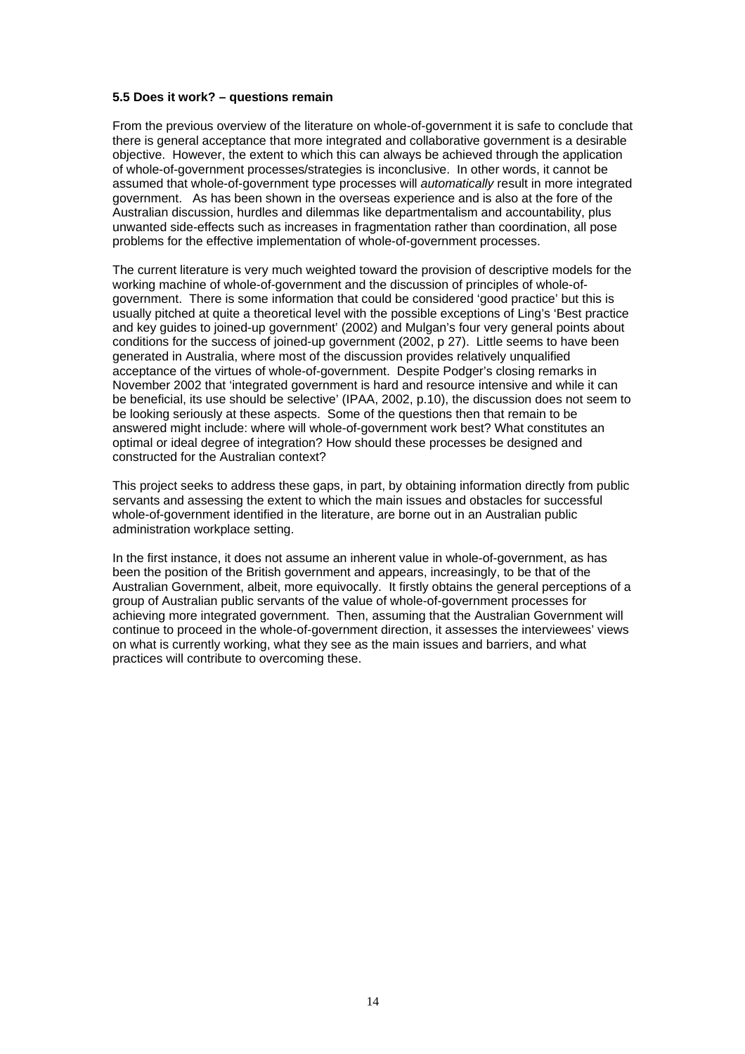**5.5 Does it work? – questions remain**

From the previous overview of the literature on whole-of-government it is safe to conclude that there is general acceptance that more integrated and collaborative government is a desirable objective. However, the extent to which this can always be achieved through the application of whole-of-government processes/strategies is inconclusive. In other words, it cannot be assumed that whole-of-government type processes will *automatically* result in more integrated government. As has been shown in the overseas experience and is also at the fore of the Australian discussion, hurdles and dilemmas like departmentalism and accountability, plus unwanted side-effects such as increases in fragmentation rather than coordination, all pose problems for the effective implementation of whole-of-government processes.

The current literature is very much weighted toward the provision of descriptive models for the working machine of whole-of-government and the discussion of principles of whole-of-government. There is some information that could be considered 'good practice' but this is usually pitched at quite a theoretical level with the possible exceptions of Ling's 'Best practice and key guides to joined-up government' (2002) and Mulgan's four very general points about conditions for the success of joined-up government (2002, p 27). Little seems to have been generated in Australia, where most of the discussion provides relatively unqualified acceptance of the virtues of whole-of-government. Despite Podger's closing remarks in November 2002 that 'integrated government is hard and resource intensive and while it can be beneficial, its use should be selective' (IPAA, 2002, p.10), the discussion does not seem to be looking seriously at these aspects. Some of the questions then that remain to be answered might include: where will whole-of-government work best? What constitutes an optimal or ideal degree of integration? How should these processes be designed and constructed for the Australian context?

This project seeks to address these gaps, in part, by obtaining information directly from public servants and assessing the extent to which the main issues and obstacles for successful whole-of-government identified in the literature, are borne out in an Australian public administration workplace setting.

In the first instance, it does not assume an inherent value in whole-of-government, as has been the position of the British government and appears, increasingly, to be that of the Australian Government, albeit, more equivocally. It firstly obtains the general perceptions of a group of Australian public servants of the value of whole-of-government processes for achieving more integrated government. Then, assuming that the Australian Government will continue to proceed in the whole-of-government direction, it assesses the interviewees' views on what is currently working, what they see as the main issues and barriers, and what practices will contribute to overcoming these.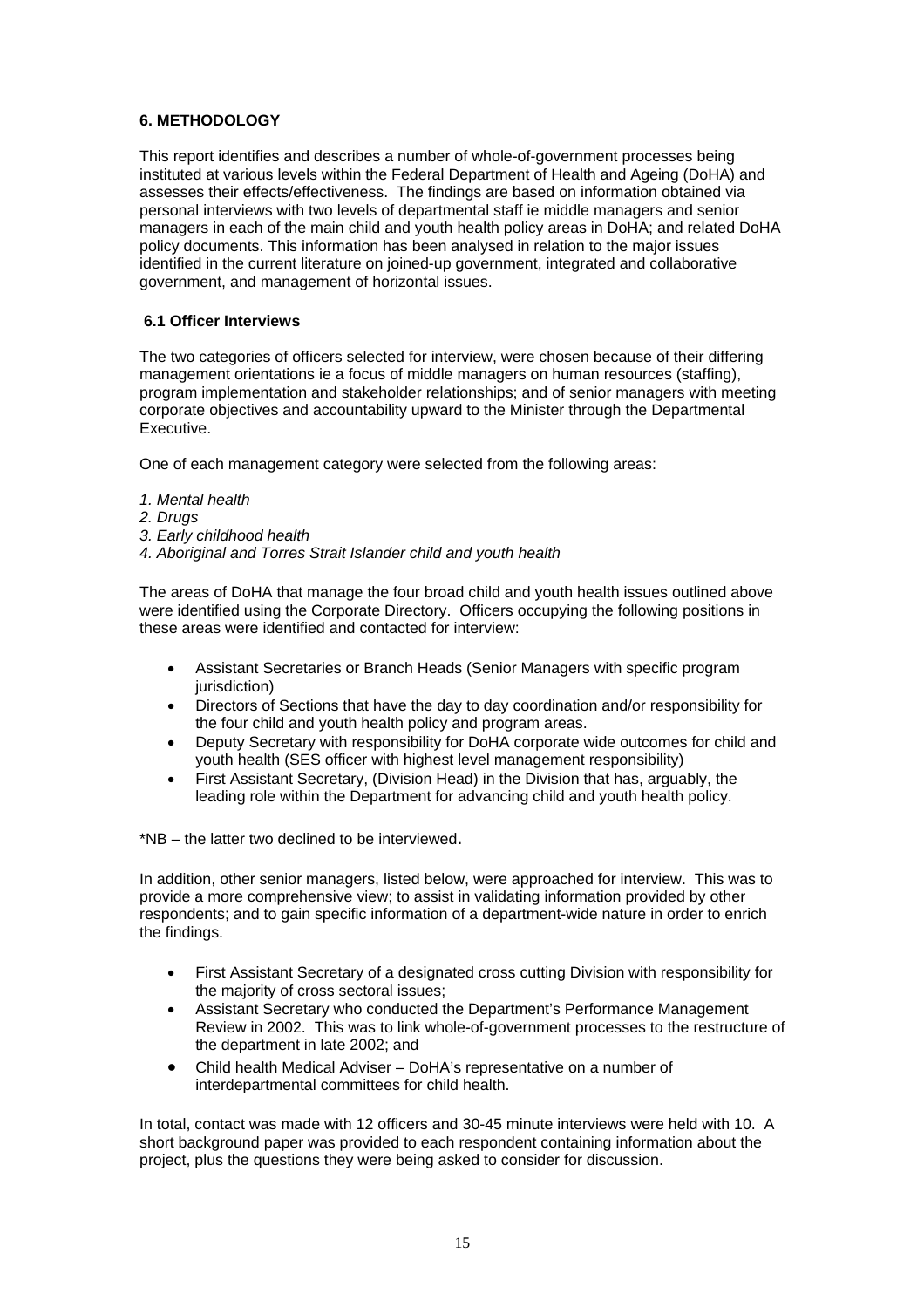## 6. METHODOLOGY

This report identifies and describes a number of whole-of-government processes being instituted at various levels within the Federal Department of Health and Ageing (DoHA) and assesses their effects/effectiveness. The findings are based on information obtained via personal interviews with two levels of departmental staff ie middle managers and senior managers in each of the main child and youth health policy areas in DoHA; and related DoHA policy documents. This information has been analysed in relation to the major issues identified in the current literature on joined-up government, integrated and collaborative government, and management of horizontal issues.

### 6.1 Officer Interviews

The two categories of officers selected for interview, were chosen because of their differing management orientations ie a focus of middle managers on human resources (staffing), program implementation and stakeholder relationships; and of senior managers with meeting corporate objectives and accountability upward to the Minister through the Departmental Executive.

One of each management category were selected from the following areas:

*1. Mental health*
*2. Drugs*
*3. Early childhood health*
*4. Aboriginal and Torres Strait Islander child and youth health*

The areas of DoHA that manage the four broad child and youth health issues outlined above were identified using the Corporate Directory. Officers occupying the following positions in these areas were identified and contacted for interview:

- Assistant Secretaries or Branch Heads (Senior Managers with specific program jurisdiction)
- Directors of Sections that have the day to day coordination and/or responsibility for the four child and youth health policy and program areas.
- Deputy Secretary with responsibility for DoHA corporate wide outcomes for child and youth health (SES officer with highest level management responsibility)
- First Assistant Secretary, (Division Head) in the Division that has, arguably, the leading role within the Department for advancing child and youth health policy.

*NB – the latter two declined to be interviewed.

In addition, other senior managers, listed below, were approached for interview. This was to provide a more comprehensive view; to assist in validating information provided by other respondents; and to gain specific information of a department-wide nature in order to enrich the findings.

- First Assistant Secretary of a designated cross cutting Division with responsibility for the majority of cross sectoral issues;
- Assistant Secretary who conducted the Department's Performance Management Review in 2002. This was to link whole-of-government processes to the restructure of the department in late 2002; and
- Child health Medical Adviser – DoHA's representative on a number of interdepartmental committees for child health.

In total, contact was made with 12 officers and 30-45 minute interviews were held with 10. A short background paper was provided to each respondent containing information about the project, plus the questions they were being asked to consider for discussion.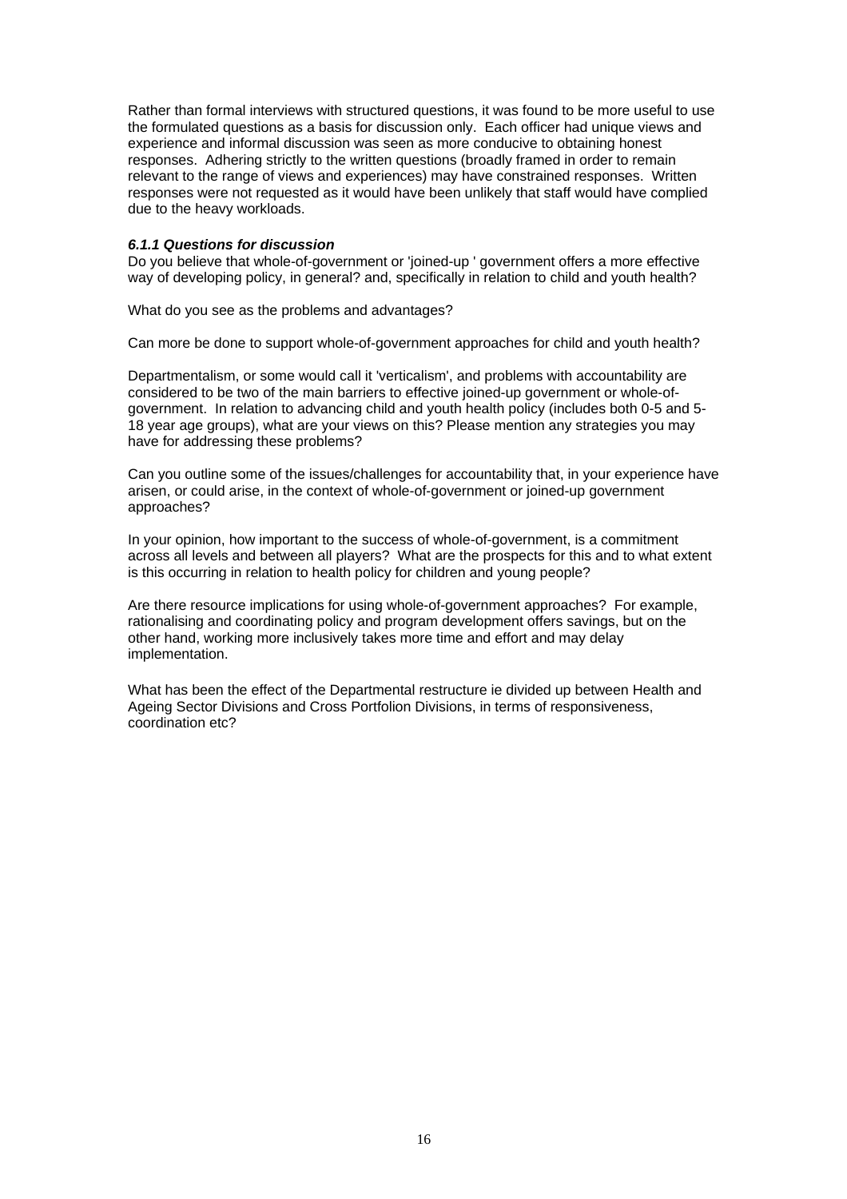Rather than formal interviews with structured questions, it was found to be more useful to use the formulated questions as a basis for discussion only. Each officer had unique views and experience and informal discussion was seen as more conducive to obtaining honest responses. Adhering strictly to the written questions (broadly framed in order to remain relevant to the range of views and experiences) may have constrained responses. Written responses were not requested as it would have been unlikely that staff would have complied due to the heavy workloads.

***6.1.1 Questions for discussion***

Do you believe that whole-of-government or 'joined-up ' government offers a more effective way of developing policy, in general? and, specifically in relation to child and youth health?

What do you see as the problems and advantages?

Can more be done to support whole-of-government approaches for child and youth health?

Departmentalism, or some would call it 'verticalism', and problems with accountability are considered to be two of the main barriers to effective joined-up government or whole-of-government. In relation to advancing child and youth health policy (includes both 0-5 and 5-18 year age groups), what are your views on this? Please mention any strategies you may have for addressing these problems?

Can you outline some of the issues/challenges for accountability that, in your experience have arisen, or could arise, in the context of whole-of-government or joined-up government approaches?

In your opinion, how important to the success of whole-of-government, is a commitment across all levels and between all players? What are the prospects for this and to what extent is this occurring in relation to health policy for children and young people?

Are there resource implications for using whole-of-government approaches? For example, rationalising and coordinating policy and program development offers savings, but on the other hand, working more inclusively takes more time and effort and may delay implementation.

What has been the effect of the Departmental restructure ie divided up between Health and Ageing Sector Divisions and Cross Portfolion Divisions, in terms of responsiveness, coordination etc?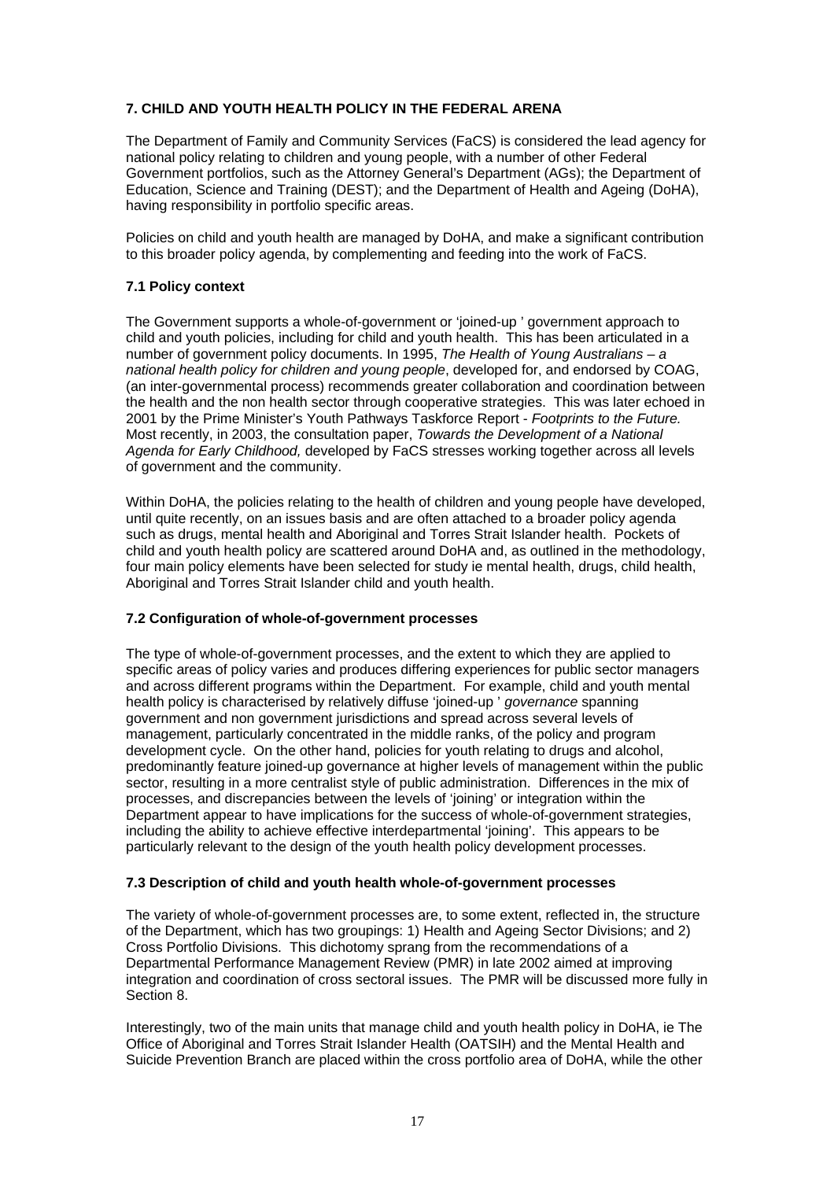## 7. CHILD AND YOUTH HEALTH POLICY IN THE FEDERAL ARENA

The Department of Family and Community Services (FaCS) is considered the lead agency for national policy relating to children and young people, with a number of other Federal Government portfolios, such as the Attorney General's Department (AGs); the Department of Education, Science and Training (DEST); and the Department of Health and Ageing (DoHA), having responsibility in portfolio specific areas.

Policies on child and youth health are managed by DoHA, and make a significant contribution to this broader policy agenda, by complementing and feeding into the work of FaCS.

### 7.1 Policy context

The Government supports a whole-of-government or 'joined-up ' government approach to child and youth policies, including for child and youth health. This has been articulated in a number of government policy documents. In 1995, *The Health of Young Australians – a national health policy for children and young people*, developed for, and endorsed by COAG, (an inter-governmental process) recommends greater collaboration and coordination between the health and the non health sector through cooperative strategies. This was later echoed in 2001 by the Prime Minister's Youth Pathways Taskforce Report - *Footprints to the Future.* Most recently, in 2003, the consultation paper, *Towards the Development of a National Agenda for Early Childhood,* developed by FaCS stresses working together across all levels of government and the community.

Within DoHA, the policies relating to the health of children and young people have developed, until quite recently, on an issues basis and are often attached to a broader policy agenda such as drugs, mental health and Aboriginal and Torres Strait Islander health. Pockets of child and youth health policy are scattered around DoHA and, as outlined in the methodology, four main policy elements have been selected for study ie mental health, drugs, child health, Aboriginal and Torres Strait Islander child and youth health.

### 7.2 Configuration of whole-of-government processes

The type of whole-of-government processes, and the extent to which they are applied to specific areas of policy varies and produces differing experiences for public sector managers and across different programs within the Department. For example, child and youth mental health policy is characterised by relatively diffuse 'joined-up ' *governance* spanning government and non government jurisdictions and spread across several levels of management, particularly concentrated in the middle ranks, of the policy and program development cycle. On the other hand, policies for youth relating to drugs and alcohol, predominantly feature joined-up governance at higher levels of management within the public sector, resulting in a more centralist style of public administration. Differences in the mix of processes, and discrepancies between the levels of 'joining' or integration within the Department appear to have implications for the success of whole-of-government strategies, including the ability to achieve effective interdepartmental 'joining'. This appears to be particularly relevant to the design of the youth health policy development processes.

### 7.3 Description of child and youth health whole-of-government processes

The variety of whole-of-government processes are, to some extent, reflected in, the structure of the Department, which has two groupings: 1) Health and Ageing Sector Divisions; and 2) Cross Portfolio Divisions. This dichotomy sprang from the recommendations of a Departmental Performance Management Review (PMR) in late 2002 aimed at improving integration and coordination of cross sectoral issues. The PMR will be discussed more fully in Section 8.

Interestingly, two of the main units that manage child and youth health policy in DoHA, ie The Office of Aboriginal and Torres Strait Islander Health (OATSIH) and the Mental Health and Suicide Prevention Branch are placed within the cross portfolio area of DoHA, while the other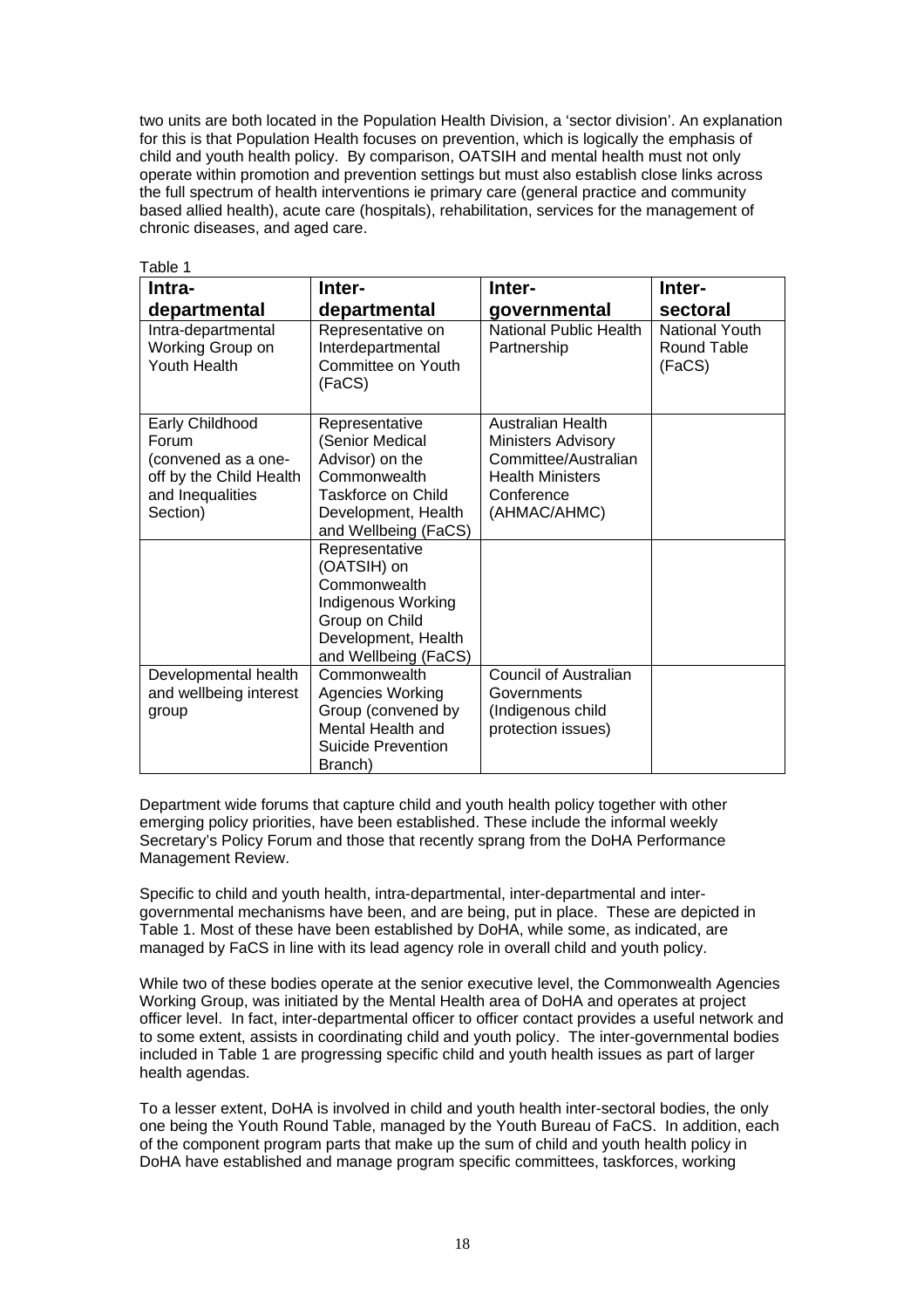two units are both located in the Population Health Division, a 'sector division'. An explanation for this is that Population Health focuses on prevention, which is logically the emphasis of child and youth health policy. By comparison, OATSIH and mental health must not only operate within promotion and prevention settings but must also establish close links across the full spectrum of health interventions ie primary care (general practice and community based allied health), acute care (hospitals), rehabilitation, services for the management of chronic diseases, and aged care.

Table 1

| Intra-departmental | Inter-departmental | Inter-governmental | Inter-sectoral |
|---|---|---|---|
| Intra-departmental Working Group on Youth Health | Representative on Interdepartmental Committee on Youth (FaCS) | National Public Health Partnership | National Youth Round Table (FaCS) |
| Early Childhood Forum (convened as a one-off by the Child Health and Inequalities Section) | Representative (Senior Medical Advisor) on the Commonwealth Taskforce on Child Development, Health and Wellbeing (FaCS) | Australian Health Ministers Advisory Committee/Australian Health Ministers Conference (AHMAC/AHMC) | |
| | Representative (OATSIH) on Commonwealth Indigenous Working Group on Child Development, Health and Wellbeing (FaCS) | | |
| Developmental health and wellbeing interest group | Commonwealth Agencies Working Group (convened by Mental Health and Suicide Prevention Branch) | Council of Australian Governments (Indigenous child protection issues) | |

Department wide forums that capture child and youth health policy together with other emerging policy priorities, have been established. These include the informal weekly Secretary's Policy Forum and those that recently sprang from the DoHA Performance Management Review.

Specific to child and youth health, intra-departmental, inter-departmental and inter-governmental mechanisms have been, and are being, put in place. These are depicted in Table 1. Most of these have been established by DoHA, while some, as indicated, are managed by FaCS in line with its lead agency role in overall child and youth policy.

While two of these bodies operate at the senior executive level, the Commonwealth Agencies Working Group, was initiated by the Mental Health area of DoHA and operates at project officer level. In fact, inter-departmental officer to officer contact provides a useful network and to some extent, assists in coordinating child and youth policy. The inter-governmental bodies included in Table 1 are progressing specific child and youth health issues as part of larger health agendas.

To a lesser extent, DoHA is involved in child and youth health inter-sectoral bodies, the only one being the Youth Round Table, managed by the Youth Bureau of FaCS. In addition, each of the component program parts that make up the sum of child and youth health policy in DoHA have established and manage program specific committees, taskforces, working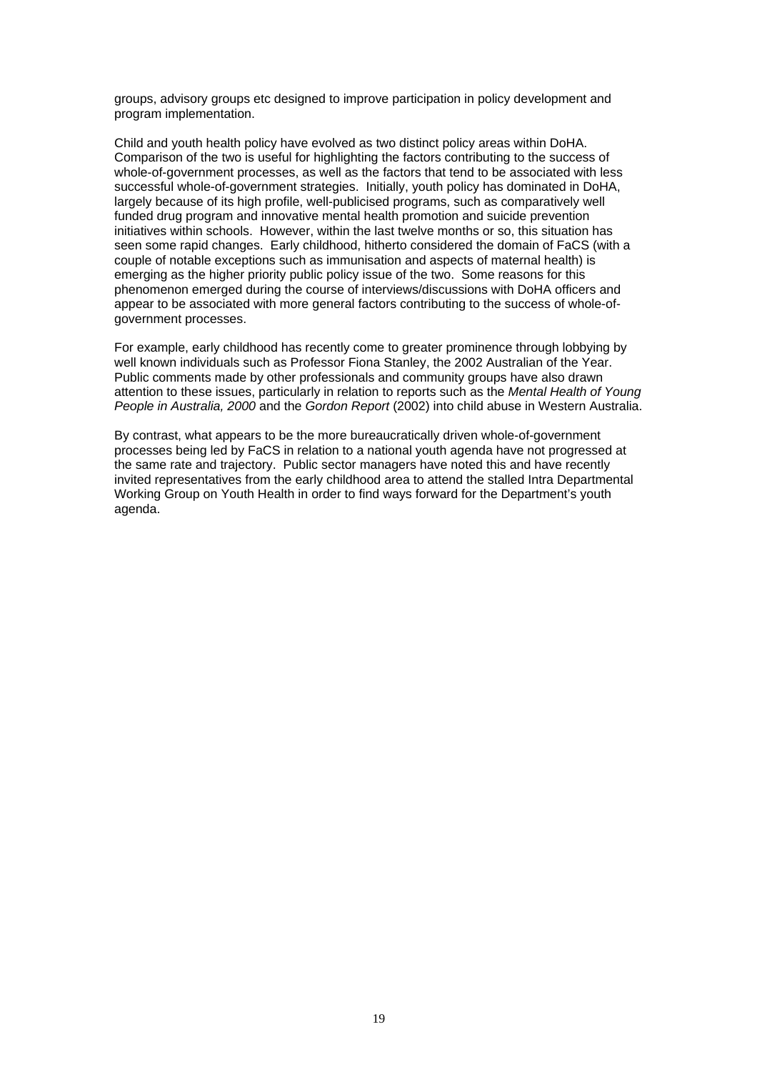groups, advisory groups etc designed to improve participation in policy development and program implementation.

Child and youth health policy have evolved as two distinct policy areas within DoHA. Comparison of the two is useful for highlighting the factors contributing to the success of whole-of-government processes, as well as the factors that tend to be associated with less successful whole-of-government strategies. Initially, youth policy has dominated in DoHA, largely because of its high profile, well-publicised programs, such as comparatively well funded drug program and innovative mental health promotion and suicide prevention initiatives within schools. However, within the last twelve months or so, this situation has seen some rapid changes. Early childhood, hitherto considered the domain of FaCS (with a couple of notable exceptions such as immunisation and aspects of maternal health) is emerging as the higher priority public policy issue of the two. Some reasons for this phenomenon emerged during the course of interviews/discussions with DoHA officers and appear to be associated with more general factors contributing to the success of whole-of-government processes.

For example, early childhood has recently come to greater prominence through lobbying by well known individuals such as Professor Fiona Stanley, the 2002 Australian of the Year. Public comments made by other professionals and community groups have also drawn attention to these issues, particularly in relation to reports such as the *Mental Health of Young People in Australia, 2000* and the *Gordon Report* (2002) into child abuse in Western Australia.

By contrast, what appears to be the more bureaucratically driven whole-of-government processes being led by FaCS in relation to a national youth agenda have not progressed at the same rate and trajectory. Public sector managers have noted this and have recently invited representatives from the early childhood area to attend the stalled Intra Departmental Working Group on Youth Health in order to find ways forward for the Department's youth agenda.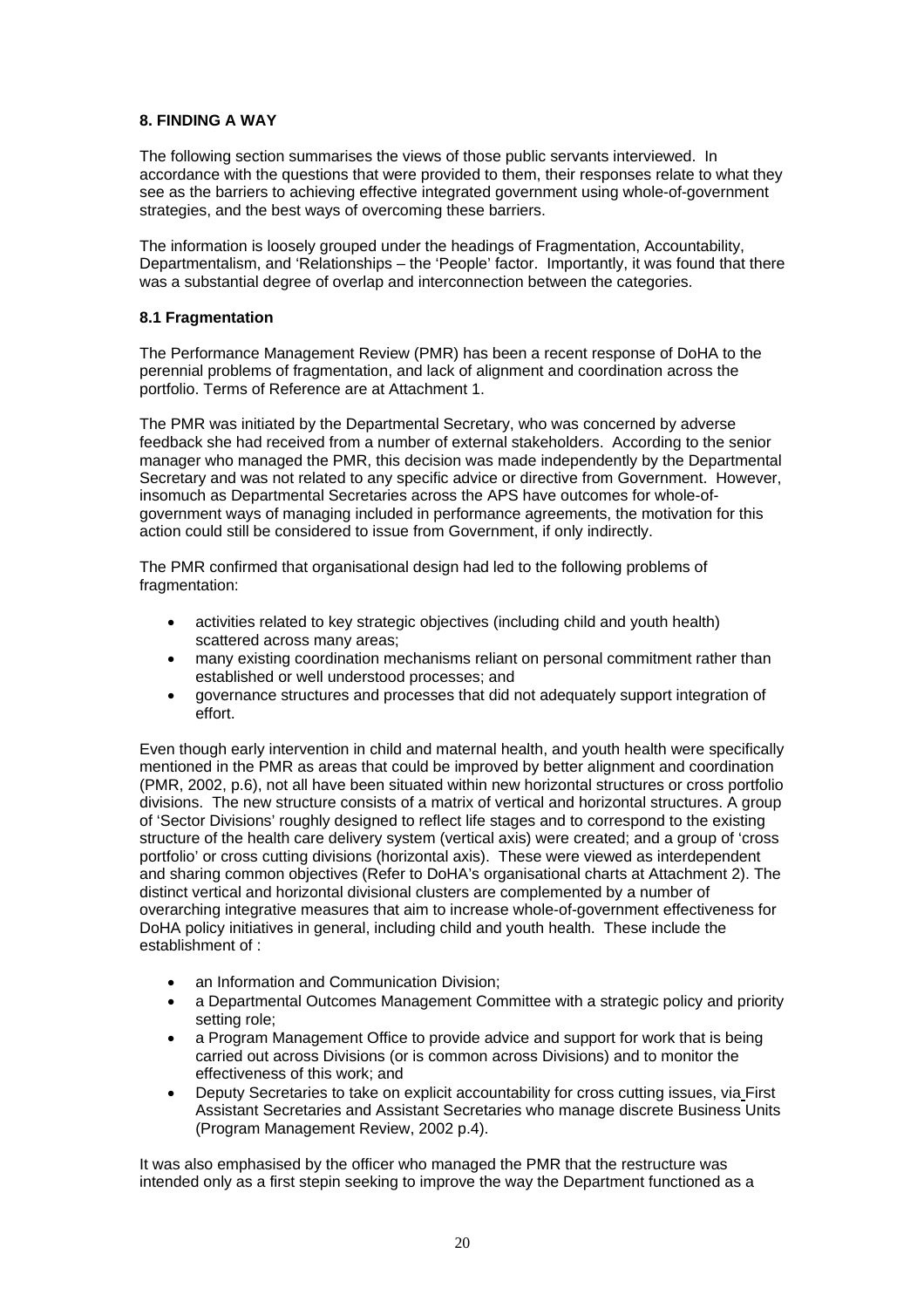## 8. FINDING A WAY

The following section summarises the views of those public servants interviewed. In accordance with the questions that were provided to them, their responses relate to what they see as the barriers to achieving effective integrated government using whole-of-government strategies, and the best ways of overcoming these barriers.

The information is loosely grouped under the headings of Fragmentation, Accountability, Departmentalism, and 'Relationships – the 'People' factor. Importantly, it was found that there was a substantial degree of overlap and interconnection between the categories.

### 8.1 Fragmentation

The Performance Management Review (PMR) has been a recent response of DoHA to the perennial problems of fragmentation, and lack of alignment and coordination across the portfolio. Terms of Reference are at Attachment 1.

The PMR was initiated by the Departmental Secretary, who was concerned by adverse feedback she had received from a number of external stakeholders. According to the senior manager who managed the PMR, this decision was made independently by the Departmental Secretary and was not related to any specific advice or directive from Government. However, insomuch as Departmental Secretaries across the APS have outcomes for whole-of-government ways of managing included in performance agreements, the motivation for this action could still be considered to issue from Government, if only indirectly.

The PMR confirmed that organisational design had led to the following problems of fragmentation:

- activities related to key strategic objectives (including child and youth health) scattered across many areas;
- many existing coordination mechanisms reliant on personal commitment rather than established or well understood processes; and
- governance structures and processes that did not adequately support integration of effort.

Even though early intervention in child and maternal health, and youth health were specifically mentioned in the PMR as areas that could be improved by better alignment and coordination (PMR, 2002, p.6), not all have been situated within new horizontal structures or cross portfolio divisions. The new structure consists of a matrix of vertical and horizontal structures. A group of 'Sector Divisions' roughly designed to reflect life stages and to correspond to the existing structure of the health care delivery system (vertical axis) were created; and a group of 'cross portfolio' or cross cutting divisions (horizontal axis). These were viewed as interdependent and sharing common objectives (Refer to DoHA's organisational charts at Attachment 2). The distinct vertical and horizontal divisional clusters are complemented by a number of overarching integrative measures that aim to increase whole-of-government effectiveness for DoHA policy initiatives in general, including child and youth health. These include the establishment of :

- an Information and Communication Division;
- a Departmental Outcomes Management Committee with a strategic policy and priority setting role;
- a Program Management Office to provide advice and support for work that is being carried out across Divisions (or is common across Divisions) and to monitor the effectiveness of this work; and
- Deputy Secretaries to take on explicit accountability for cross cutting issues, via First Assistant Secretaries and Assistant Secretaries who manage discrete Business Units (Program Management Review, 2002 p.4).

It was also emphasised by the officer who managed the PMR that the restructure was intended only as a first stepin seeking to improve the way the Department functioned as a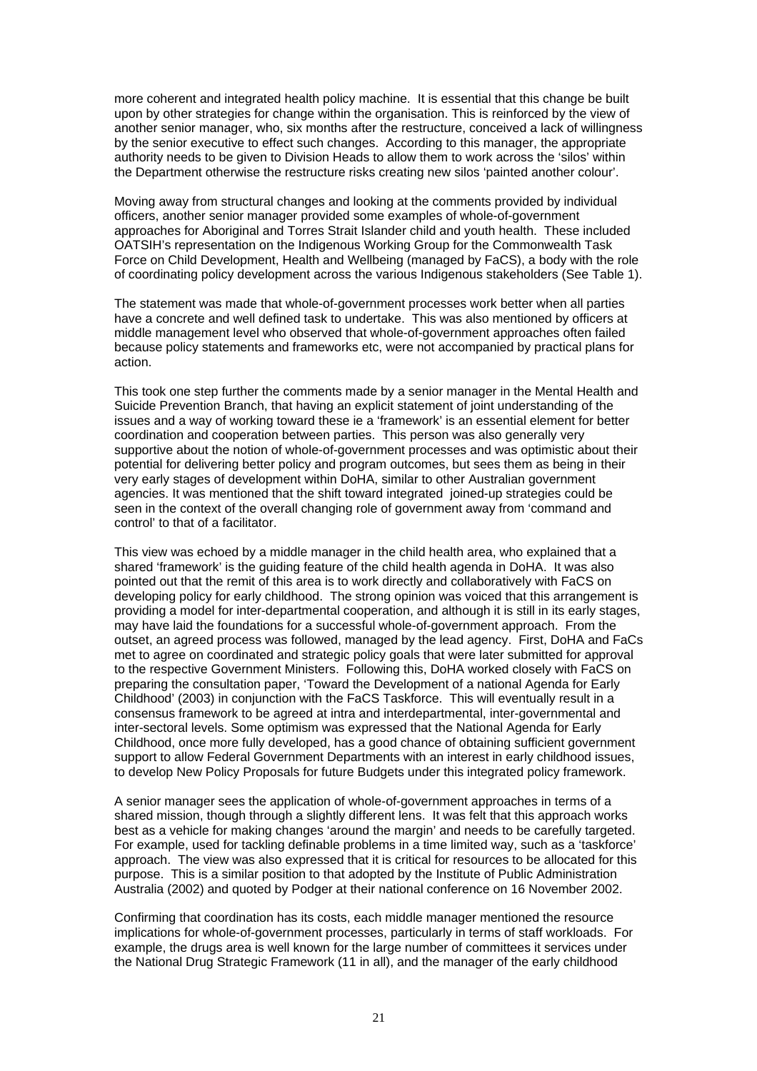more coherent and integrated health policy machine. It is essential that this change be built upon by other strategies for change within the organisation. This is reinforced by the view of another senior manager, who, six months after the restructure, conceived a lack of willingness by the senior executive to effect such changes. According to this manager, the appropriate authority needs to be given to Division Heads to allow them to work across the 'silos' within the Department otherwise the restructure risks creating new silos 'painted another colour'.

Moving away from structural changes and looking at the comments provided by individual officers, another senior manager provided some examples of whole-of-government approaches for Aboriginal and Torres Strait Islander child and youth health. These included OATSIH's representation on the Indigenous Working Group for the Commonwealth Task Force on Child Development, Health and Wellbeing (managed by FaCS), a body with the role of coordinating policy development across the various Indigenous stakeholders (See Table 1).

The statement was made that whole-of-government processes work better when all parties have a concrete and well defined task to undertake. This was also mentioned by officers at middle management level who observed that whole-of-government approaches often failed because policy statements and frameworks etc, were not accompanied by practical plans for action.

This took one step further the comments made by a senior manager in the Mental Health and Suicide Prevention Branch, that having an explicit statement of joint understanding of the issues and a way of working toward these ie a 'framework' is an essential element for better coordination and cooperation between parties. This person was also generally very supportive about the notion of whole-of-government processes and was optimistic about their potential for delivering better policy and program outcomes, but sees them as being in their very early stages of development within DoHA, similar to other Australian government agencies. It was mentioned that the shift toward integrated joined-up strategies could be seen in the context of the overall changing role of government away from 'command and control' to that of a facilitator.

This view was echoed by a middle manager in the child health area, who explained that a shared 'framework' is the guiding feature of the child health agenda in DoHA. It was also pointed out that the remit of this area is to work directly and collaboratively with FaCS on developing policy for early childhood. The strong opinion was voiced that this arrangement is providing a model for inter-departmental cooperation, and although it is still in its early stages, may have laid the foundations for a successful whole-of-government approach. From the outset, an agreed process was followed, managed by the lead agency. First, DoHA and FaCs met to agree on coordinated and strategic policy goals that were later submitted for approval to the respective Government Ministers. Following this, DoHA worked closely with FaCS on preparing the consultation paper, 'Toward the Development of a national Agenda for Early Childhood' (2003) in conjunction with the FaCS Taskforce. This will eventually result in a consensus framework to be agreed at intra and interdepartmental, inter-governmental and inter-sectoral levels. Some optimism was expressed that the National Agenda for Early Childhood, once more fully developed, has a good chance of obtaining sufficient government support to allow Federal Government Departments with an interest in early childhood issues, to develop New Policy Proposals for future Budgets under this integrated policy framework.

A senior manager sees the application of whole-of-government approaches in terms of a shared mission, though through a slightly different lens. It was felt that this approach works best as a vehicle for making changes 'around the margin' and needs to be carefully targeted. For example, used for tackling definable problems in a time limited way, such as a 'taskforce' approach. The view was also expressed that it is critical for resources to be allocated for this purpose. This is a similar position to that adopted by the Institute of Public Administration Australia (2002) and quoted by Podger at their national conference on 16 November 2002.

Confirming that coordination has its costs, each middle manager mentioned the resource implications for whole-of-government processes, particularly in terms of staff workloads. For example, the drugs area is well known for the large number of committees it services under the National Drug Strategic Framework (11 in all), and the manager of the early childhood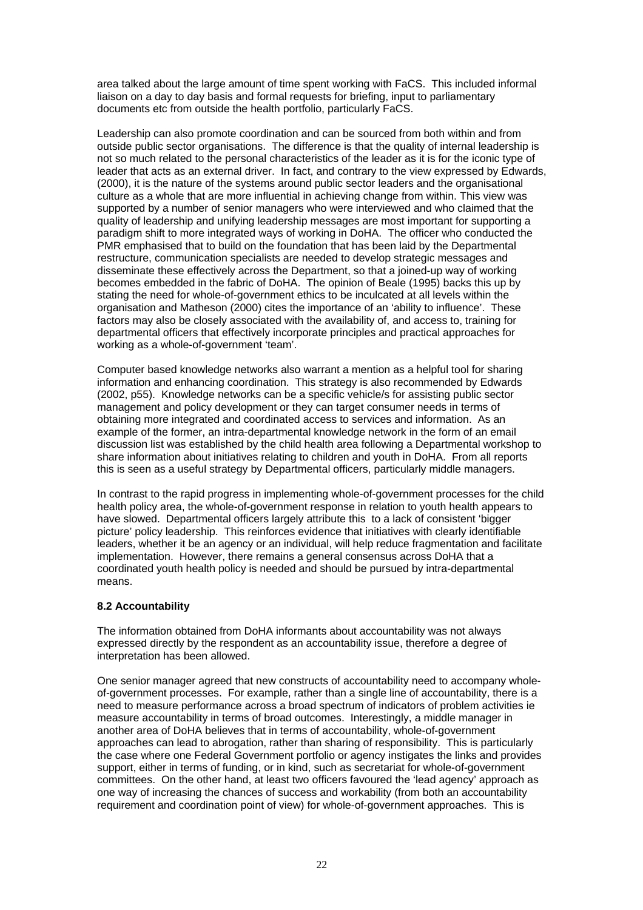area talked about the large amount of time spent working with FaCS. This included informal liaison on a day to day basis and formal requests for briefing, input to parliamentary documents etc from outside the health portfolio, particularly FaCS.

Leadership can also promote coordination and can be sourced from both within and from outside public sector organisations. The difference is that the quality of internal leadership is not so much related to the personal characteristics of the leader as it is for the iconic type of leader that acts as an external driver. In fact, and contrary to the view expressed by Edwards, (2000), it is the nature of the systems around public sector leaders and the organisational culture as a whole that are more influential in achieving change from within. This view was supported by a number of senior managers who were interviewed and who claimed that the quality of leadership and unifying leadership messages are most important for supporting a paradigm shift to more integrated ways of working in DoHA. The officer who conducted the PMR emphasised that to build on the foundation that has been laid by the Departmental restructure, communication specialists are needed to develop strategic messages and disseminate these effectively across the Department, so that a joined-up way of working becomes embedded in the fabric of DoHA. The opinion of Beale (1995) backs this up by stating the need for whole-of-government ethics to be inculcated at all levels within the organisation and Matheson (2000) cites the importance of an 'ability to influence'. These factors may also be closely associated with the availability of, and access to, training for departmental officers that effectively incorporate principles and practical approaches for working as a whole-of-government 'team'.

Computer based knowledge networks also warrant a mention as a helpful tool for sharing information and enhancing coordination. This strategy is also recommended by Edwards (2002, p55). Knowledge networks can be a specific vehicle/s for assisting public sector management and policy development or they can target consumer needs in terms of obtaining more integrated and coordinated access to services and information. As an example of the former, an intra-departmental knowledge network in the form of an email discussion list was established by the child health area following a Departmental workshop to share information about initiatives relating to children and youth in DoHA. From all reports this is seen as a useful strategy by Departmental officers, particularly middle managers.

In contrast to the rapid progress in implementing whole-of-government processes for the child health policy area, the whole-of-government response in relation to youth health appears to have slowed. Departmental officers largely attribute this to a lack of consistent 'bigger picture' policy leadership. This reinforces evidence that initiatives with clearly identifiable leaders, whether it be an agency or an individual, will help reduce fragmentation and facilitate implementation. However, there remains a general consensus across DoHA that a coordinated youth health policy is needed and should be pursued by intra-departmental means.

### 8.2 Accountability

The information obtained from DoHA informants about accountability was not always expressed directly by the respondent as an accountability issue, therefore a degree of interpretation has been allowed.

One senior manager agreed that new constructs of accountability need to accompany whole-of-government processes. For example, rather than a single line of accountability, there is a need to measure performance across a broad spectrum of indicators of problem activities ie measure accountability in terms of broad outcomes. Interestingly, a middle manager in another area of DoHA believes that in terms of accountability, whole-of-government approaches can lead to abrogation, rather than sharing of responsibility. This is particularly the case where one Federal Government portfolio or agency instigates the links and provides support, either in terms of funding, or in kind, such as secretariat for whole-of-government committees. On the other hand, at least two officers favoured the 'lead agency' approach as one way of increasing the chances of success and workability (from both an accountability requirement and coordination point of view) for whole-of-government approaches. This is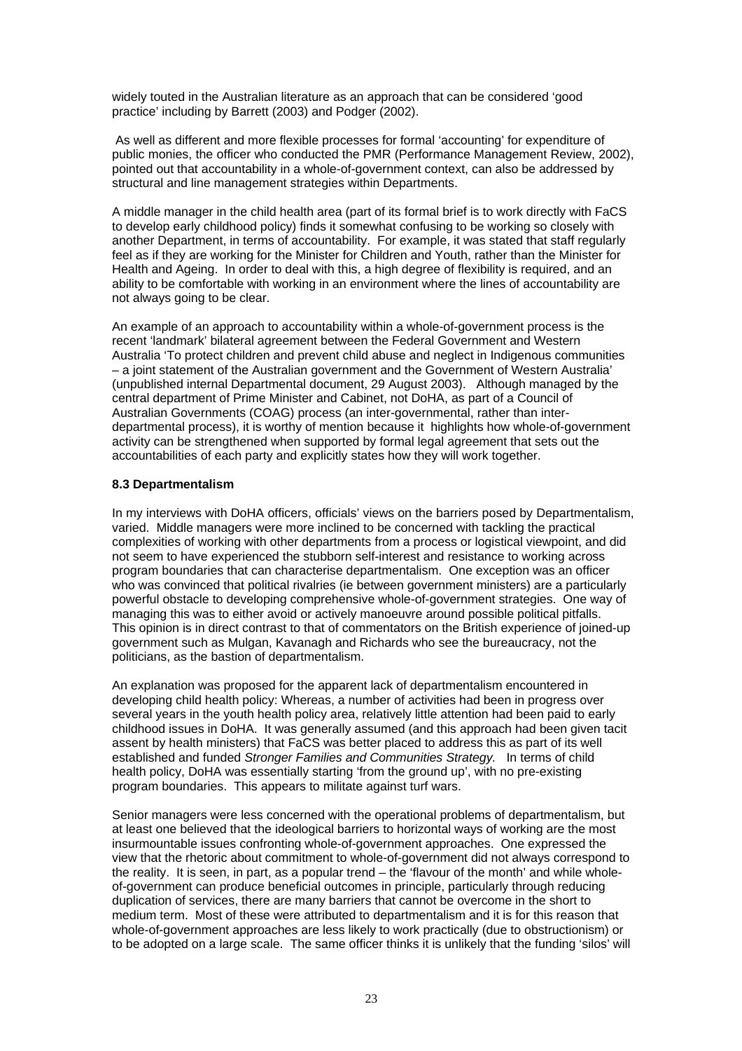widely touted in the Australian literature as an approach that can be considered 'good practice' including by Barrett (2003) and Podger (2002).

As well as different and more flexible processes for formal 'accounting' for expenditure of public monies, the officer who conducted the PMR (Performance Management Review, 2002), pointed out that accountability in a whole-of-government context, can also be addressed by structural and line management strategies within Departments.

A middle manager in the child health area (part of its formal brief is to work directly with FaCS to develop early childhood policy) finds it somewhat confusing to be working so closely with another Department, in terms of accountability. For example, it was stated that staff regularly feel as if they are working for the Minister for Children and Youth, rather than the Minister for Health and Ageing. In order to deal with this, a high degree of flexibility is required, and an ability to be comfortable with working in an environment where the lines of accountability are not always going to be clear.

An example of an approach to accountability within a whole-of-government process is the recent 'landmark' bilateral agreement between the Federal Government and Western Australia 'To protect children and prevent child abuse and neglect in Indigenous communities – a joint statement of the Australian government and the Government of Western Australia' (unpublished internal Departmental document, 29 August 2003). Although managed by the central department of Prime Minister and Cabinet, not DoHA, as part of a Council of Australian Governments (COAG) process (an inter-governmental, rather than inter-departmental process), it is worthy of mention because it highlights how whole-of-government activity can be strengthened when supported by formal legal agreement that sets out the accountabilities of each party and explicitly states how they will work together.

### 8.3 Departmentalism

In my interviews with DoHA officers, officials' views on the barriers posed by Departmentalism, varied. Middle managers were more inclined to be concerned with tackling the practical complexities of working with other departments from a process or logistical viewpoint, and did not seem to have experienced the stubborn self-interest and resistance to working across program boundaries that can characterise departmentalism. One exception was an officer who was convinced that political rivalries (ie between government ministers) are a particularly powerful obstacle to developing comprehensive whole-of-government strategies. One way of managing this was to either avoid or actively manoeuvre around possible political pitfalls. This opinion is in direct contrast to that of commentators on the British experience of joined-up government such as Mulgan, Kavanagh and Richards who see the bureaucracy, not the politicians, as the bastion of departmentalism.

An explanation was proposed for the apparent lack of departmentalism encountered in developing child health policy: Whereas, a number of activities had been in progress over several years in the youth health policy area, relatively little attention had been paid to early childhood issues in DoHA. It was generally assumed (and this approach had been given tacit assent by health ministers) that FaCS was better placed to address this as part of its well established and funded *Stronger Families and Communities Strategy.* In terms of child health policy, DoHA was essentially starting 'from the ground up', with no pre-existing program boundaries. This appears to militate against turf wars.

Senior managers were less concerned with the operational problems of departmentalism, but at least one believed that the ideological barriers to horizontal ways of working are the most insurmountable issues confronting whole-of-government approaches. One expressed the view that the rhetoric about commitment to whole-of-government did not always correspond to the reality. It is seen, in part, as a popular trend – the 'flavour of the month' and while whole-of-government can produce beneficial outcomes in principle, particularly through reducing duplication of services, there are many barriers that cannot be overcome in the short to medium term. Most of these were attributed to departmentalism and it is for this reason that whole-of-government approaches are less likely to work practically (due to obstructionism) or to be adopted on a large scale. The same officer thinks it is unlikely that the funding 'silos' will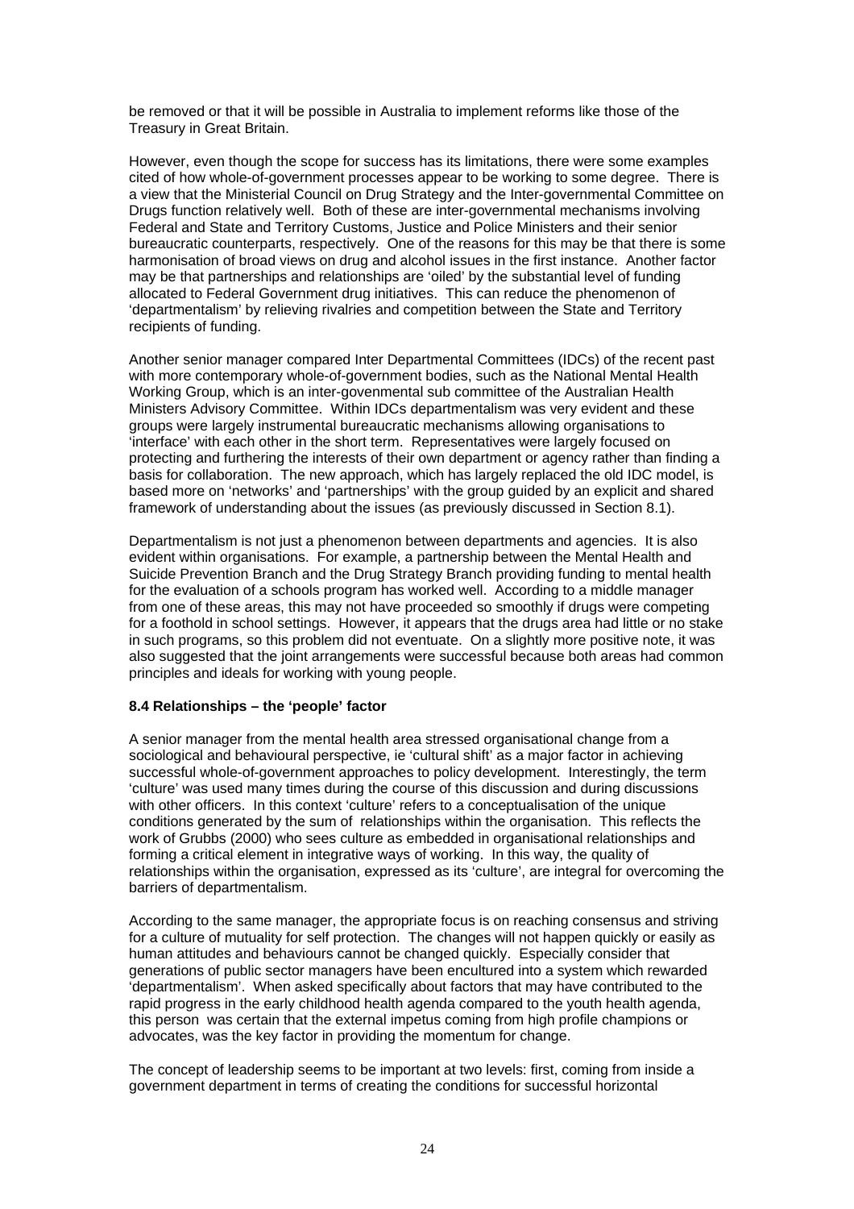be removed or that it will be possible in Australia to implement reforms like those of the Treasury in Great Britain.

However, even though the scope for success has its limitations, there were some examples cited of how whole-of-government processes appear to be working to some degree. There is a view that the Ministerial Council on Drug Strategy and the Inter-governmental Committee on Drugs function relatively well. Both of these are inter-governmental mechanisms involving Federal and State and Territory Customs, Justice and Police Ministers and their senior bureaucratic counterparts, respectively. One of the reasons for this may be that there is some harmonisation of broad views on drug and alcohol issues in the first instance. Another factor may be that partnerships and relationships are 'oiled' by the substantial level of funding allocated to Federal Government drug initiatives. This can reduce the phenomenon of 'departmentalism' by relieving rivalries and competition between the State and Territory recipients of funding.

Another senior manager compared Inter Departmental Committees (IDCs) of the recent past with more contemporary whole-of-government bodies, such as the National Mental Health Working Group, which is an inter-govenmental sub committee of the Australian Health Ministers Advisory Committee. Within IDCs departmentalism was very evident and these groups were largely instrumental bureaucratic mechanisms allowing organisations to 'interface' with each other in the short term. Representatives were largely focused on protecting and furthering the interests of their own department or agency rather than finding a basis for collaboration. The new approach, which has largely replaced the old IDC model, is based more on 'networks' and 'partnerships' with the group guided by an explicit and shared framework of understanding about the issues (as previously discussed in Section 8.1).

Departmentalism is not just a phenomenon between departments and agencies. It is also evident within organisations. For example, a partnership between the Mental Health and Suicide Prevention Branch and the Drug Strategy Branch providing funding to mental health for the evaluation of a schools program has worked well. According to a middle manager from one of these areas, this may not have proceeded so smoothly if drugs were competing for a foothold in school settings. However, it appears that the drugs area had little or no stake in such programs, so this problem did not eventuate. On a slightly more positive note, it was also suggested that the joint arrangements were successful because both areas had common principles and ideals for working with young people.

**8.4 Relationships – the 'people' factor**

A senior manager from the mental health area stressed organisational change from a sociological and behavioural perspective, ie 'cultural shift' as a major factor in achieving successful whole-of-government approaches to policy development. Interestingly, the term 'culture' was used many times during the course of this discussion and during discussions with other officers. In this context 'culture' refers to a conceptualisation of the unique conditions generated by the sum of relationships within the organisation. This reflects the work of Grubbs (2000) who sees culture as embedded in organisational relationships and forming a critical element in integrative ways of working. In this way, the quality of relationships within the organisation, expressed as its 'culture', are integral for overcoming the barriers of departmentalism.

According to the same manager, the appropriate focus is on reaching consensus and striving for a culture of mutuality for self protection. The changes will not happen quickly or easily as human attitudes and behaviours cannot be changed quickly. Especially consider that generations of public sector managers have been encultured into a system which rewarded 'departmentalism'. When asked specifically about factors that may have contributed to the rapid progress in the early childhood health agenda compared to the youth health agenda, this person was certain that the external impetus coming from high profile champions or advocates, was the key factor in providing the momentum for change.

The concept of leadership seems to be important at two levels: first, coming from inside a government department in terms of creating the conditions for successful horizontal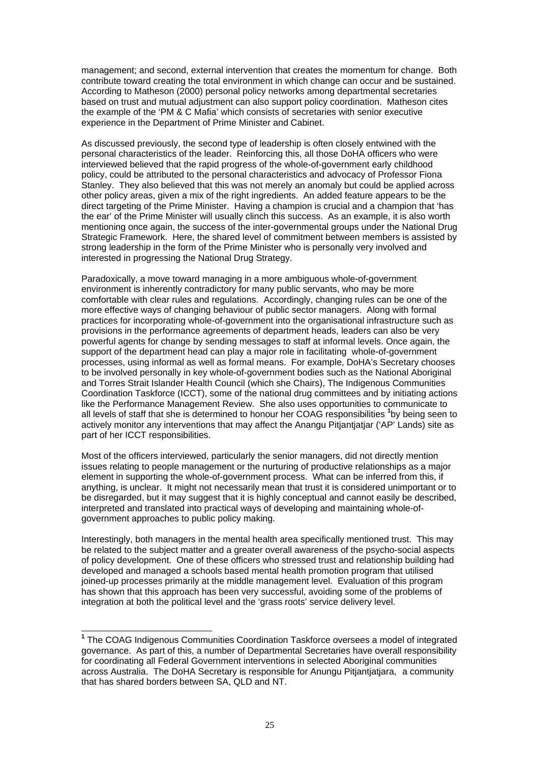management; and second, external intervention that creates the momentum for change. Both contribute toward creating the total environment in which change can occur and be sustained. According to Matheson (2000) personal policy networks among departmental secretaries based on trust and mutual adjustment can also support policy coordination. Matheson cites the example of the 'PM & C Mafia' which consists of secretaries with senior executive experience in the Department of Prime Minister and Cabinet.

As discussed previously, the second type of leadership is often closely entwined with the personal characteristics of the leader. Reinforcing this, all those DoHA officers who were interviewed believed that the rapid progress of the whole-of-government early childhood policy, could be attributed to the personal characteristics and advocacy of Professor Fiona Stanley. They also believed that this was not merely an anomaly but could be applied across other policy areas, given a mix of the right ingredients. An added feature appears to be the direct targeting of the Prime Minister. Having a champion is crucial and a champion that 'has the ear' of the Prime Minister will usually clinch this success. As an example, it is also worth mentioning once again, the success of the inter-governmental groups under the National Drug Strategic Framework. Here, the shared level of commitment between members is assisted by strong leadership in the form of the Prime Minister who is personally very involved and interested in progressing the National Drug Strategy.

Paradoxically, a move toward managing in a more ambiguous whole-of-government environment is inherently contradictory for many public servants, who may be more comfortable with clear rules and regulations. Accordingly, changing rules can be one of the more effective ways of changing behaviour of public sector managers. Along with formal practices for incorporating whole-of-government into the organisational infrastructure such as provisions in the performance agreements of department heads, leaders can also be very powerful agents for change by sending messages to staff at informal levels. Once again, the support of the department head can play a major role in facilitating whole-of-government processes, using informal as well as formal means. For example, DoHA's Secretary chooses to be involved personally in key whole-of-government bodies such as the National Aboriginal and Torres Strait Islander Health Council (which she Chairs), The Indigenous Communities Coordination Taskforce (ICCT), some of the national drug committees and by initiating actions like the Performance Management Review. She also uses opportunities to communicate to all levels of staff that she is determined to honour her COAG responsibilities [1]by being seen to actively monitor any interventions that may affect the Anangu Pitjantjatjar ('AP' Lands) site as part of her ICCT responsibilities.

Most of the officers interviewed, particularly the senior managers, did not directly mention issues relating to people management or the nurturing of productive relationships as a major element in supporting the whole-of-government process. What can be inferred from this, if anything, is unclear. It might not necessarily mean that trust it is considered unimportant or to be disregarded, but it may suggest that it is highly conceptual and cannot easily be described, interpreted and translated into practical ways of developing and maintaining whole-of-government approaches to public policy making.

Interestingly, both managers in the mental health area specifically mentioned trust. This may be related to the subject matter and a greater overall awareness of the psycho-social aspects of policy development. One of these officers who stressed trust and relationship building had developed and managed a schools based mental health promotion program that utilised joined-up processes primarily at the middle management level. Evaluation of this program has shown that this approach has been very successful, avoiding some of the problems of integration at both the political level and the 'grass roots' service delivery level.

---

[1] The COAG Indigenous Communities Coordination Taskforce oversees a model of integrated governance. As part of this, a number of Departmental Secretaries have overall responsibility for coordinating all Federal Government interventions in selected Aboriginal communities across Australia. The DoHA Secretary is responsible for Anungu Pitjantjatjara, a community that has shared borders between SA, QLD and NT.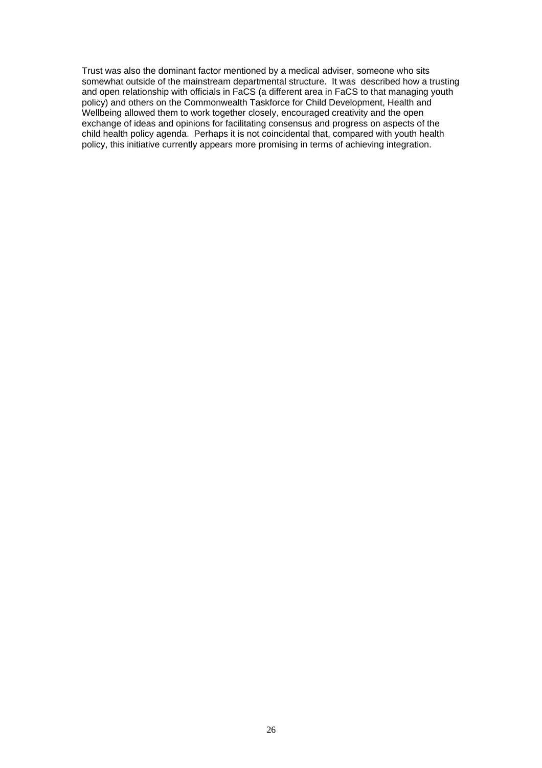Trust was also the dominant factor mentioned by a medical adviser, someone who sits somewhat outside of the mainstream departmental structure. It was described how a trusting and open relationship with officials in FaCS (a different area in FaCS to that managing youth policy) and others on the Commonwealth Taskforce for Child Development, Health and Wellbeing allowed them to work together closely, encouraged creativity and the open exchange of ideas and opinions for facilitating consensus and progress on aspects of the child health policy agenda. Perhaps it is not coincidental that, compared with youth health policy, this initiative currently appears more promising in terms of achieving integration.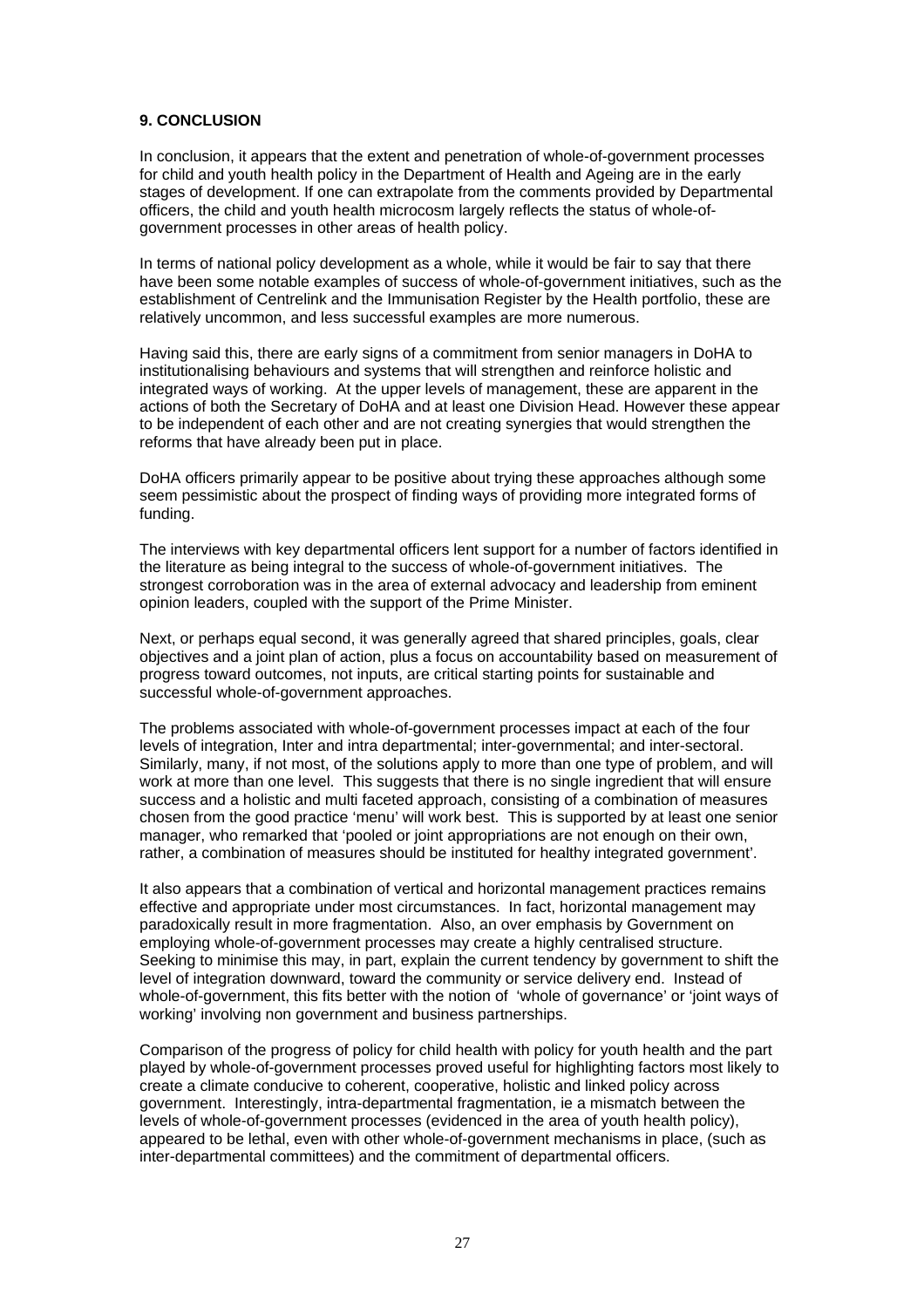## 9. CONCLUSION

In conclusion, it appears that the extent and penetration of whole-of-government processes for child and youth health policy in the Department of Health and Ageing are in the early stages of development. If one can extrapolate from the comments provided by Departmental officers, the child and youth health microcosm largely reflects the status of whole-of-government processes in other areas of health policy.

In terms of national policy development as a whole, while it would be fair to say that there have been some notable examples of success of whole-of-government initiatives, such as the establishment of Centrelink and the Immunisation Register by the Health portfolio, these are relatively uncommon, and less successful examples are more numerous.

Having said this, there are early signs of a commitment from senior managers in DoHA to institutionalising behaviours and systems that will strengthen and reinforce holistic and integrated ways of working. At the upper levels of management, these are apparent in the actions of both the Secretary of DoHA and at least one Division Head. However these appear to be independent of each other and are not creating synergies that would strengthen the reforms that have already been put in place.

DoHA officers primarily appear to be positive about trying these approaches although some seem pessimistic about the prospect of finding ways of providing more integrated forms of funding.

The interviews with key departmental officers lent support for a number of factors identified in the literature as being integral to the success of whole-of-government initiatives. The strongest corroboration was in the area of external advocacy and leadership from eminent opinion leaders, coupled with the support of the Prime Minister.

Next, or perhaps equal second, it was generally agreed that shared principles, goals, clear objectives and a joint plan of action, plus a focus on accountability based on measurement of progress toward outcomes, not inputs, are critical starting points for sustainable and successful whole-of-government approaches.

The problems associated with whole-of-government processes impact at each of the four levels of integration, Inter and intra departmental; inter-governmental; and inter-sectoral. Similarly, many, if not most, of the solutions apply to more than one type of problem, and will work at more than one level. This suggests that there is no single ingredient that will ensure success and a holistic and multi faceted approach, consisting of a combination of measures chosen from the good practice 'menu' will work best. This is supported by at least one senior manager, who remarked that 'pooled or joint appropriations are not enough on their own, rather, a combination of measures should be instituted for healthy integrated government'.

It also appears that a combination of vertical and horizontal management practices remains effective and appropriate under most circumstances. In fact, horizontal management may paradoxically result in more fragmentation. Also, an over emphasis by Government on employing whole-of-government processes may create a highly centralised structure. Seeking to minimise this may, in part, explain the current tendency by government to shift the level of integration downward, toward the community or service delivery end. Instead of whole-of-government, this fits better with the notion of 'whole of governance' or 'joint ways of working' involving non government and business partnerships.

Comparison of the progress of policy for child health with policy for youth health and the part played by whole-of-government processes proved useful for highlighting factors most likely to create a climate conducive to coherent, cooperative, holistic and linked policy across government. Interestingly, intra-departmental fragmentation, ie a mismatch between the levels of whole-of-government processes (evidenced in the area of youth health policy), appeared to be lethal, even with other whole-of-government mechanisms in place, (such as inter-departmental committees) and the commitment of departmental officers.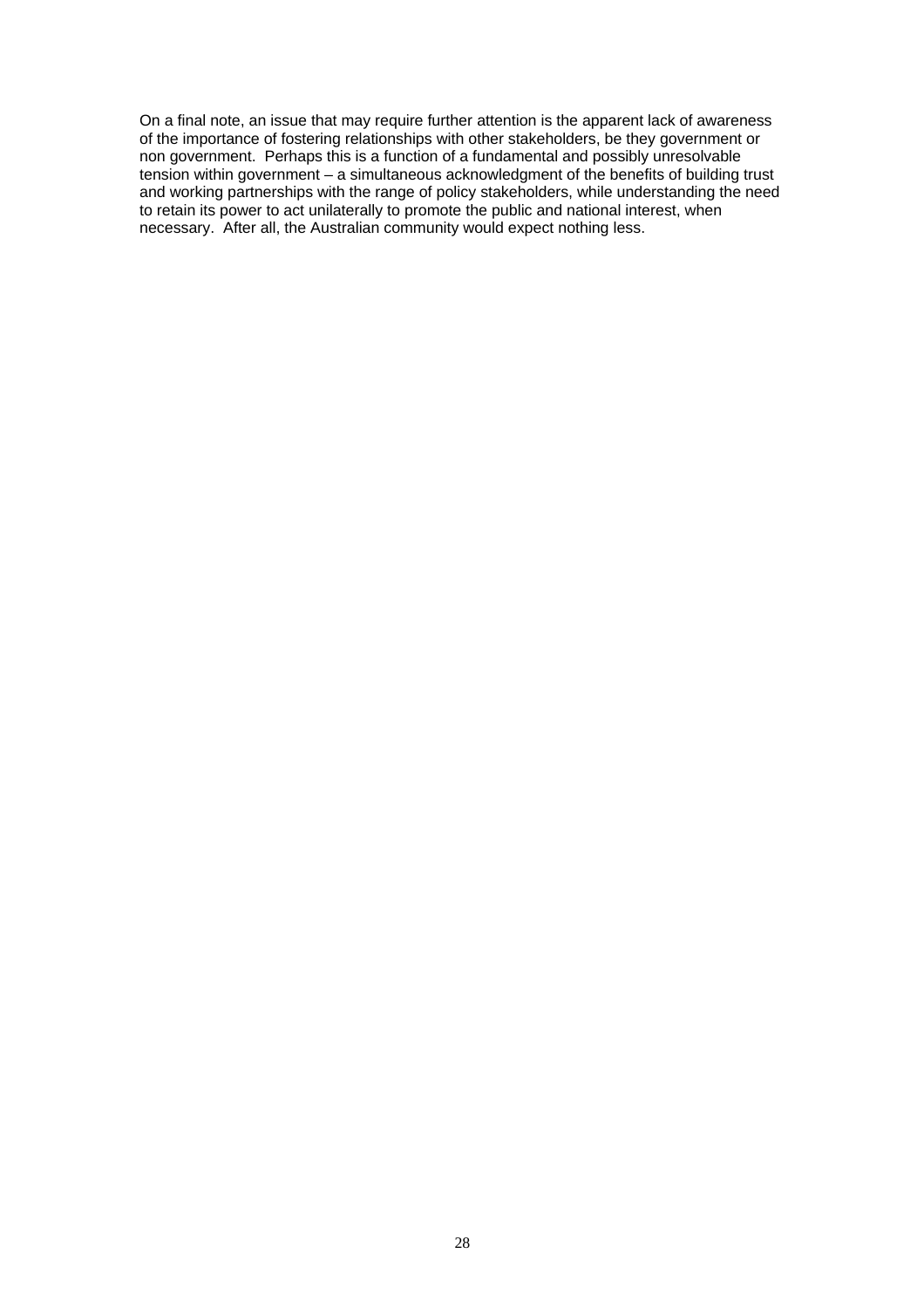On a final note, an issue that may require further attention is the apparent lack of awareness of the importance of fostering relationships with other stakeholders, be they government or non government. Perhaps this is a function of a fundamental and possibly unresolvable tension within government – a simultaneous acknowledgment of the benefits of building trust and working partnerships with the range of policy stakeholders, while understanding the need to retain its power to act unilaterally to promote the public and national interest, when necessary. After all, the Australian community would expect nothing less.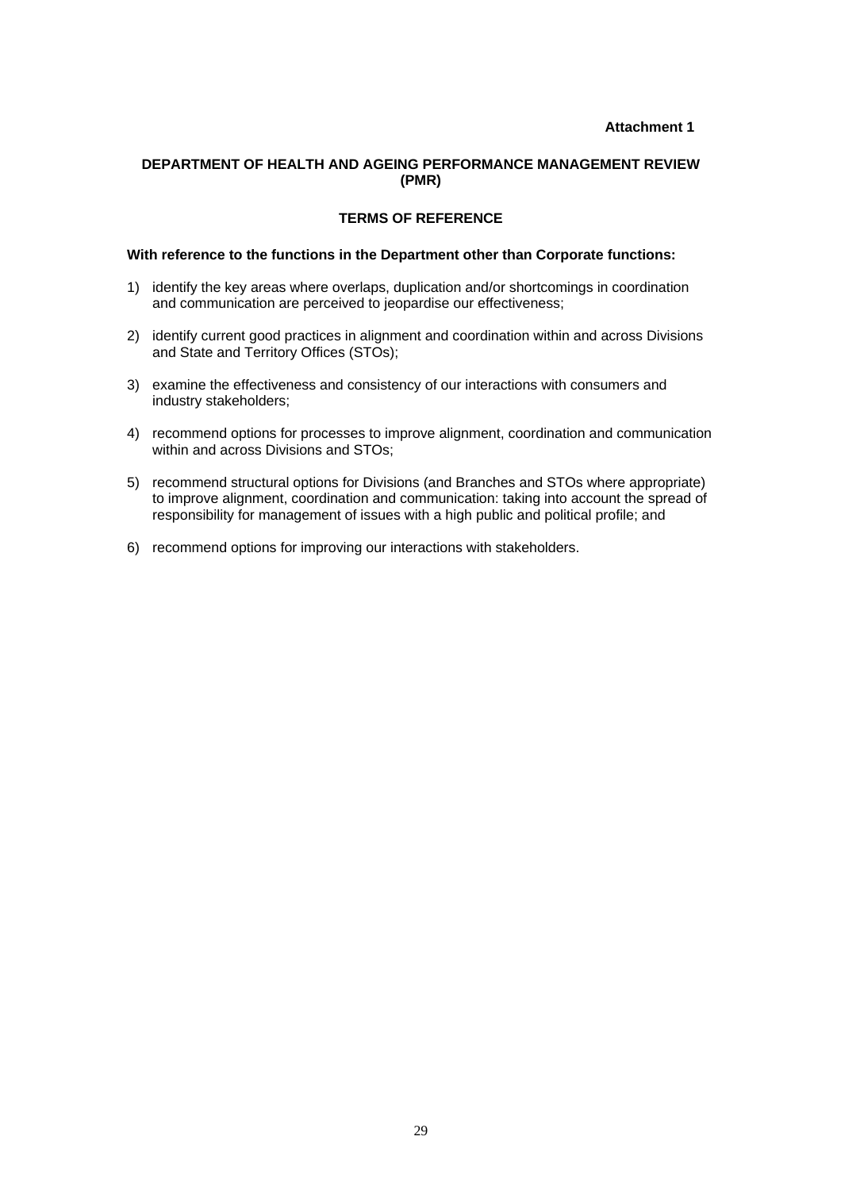**Attachment 1**

# DEPARTMENT OF HEALTH AND AGEING PERFORMANCE MANAGEMENT REVIEW (PMR)

## TERMS OF REFERENCE

**With reference to the functions in the Department other than Corporate functions:**

1) identify the key areas where overlaps, duplication and/or shortcomings in coordination and communication are perceived to jeopardise our effectiveness;

2) identify current good practices in alignment and coordination within and across Divisions and State and Territory Offices (STOs);

3) examine the effectiveness and consistency of our interactions with consumers and industry stakeholders;

4) recommend options for processes to improve alignment, coordination and communication within and across Divisions and STOs;

5) recommend structural options for Divisions (and Branches and STOs where appropriate) to improve alignment, coordination and communication: taking into account the spread of responsibility for management of issues with a high public and political profile; and

6) recommend options for improving our interactions with stakeholders.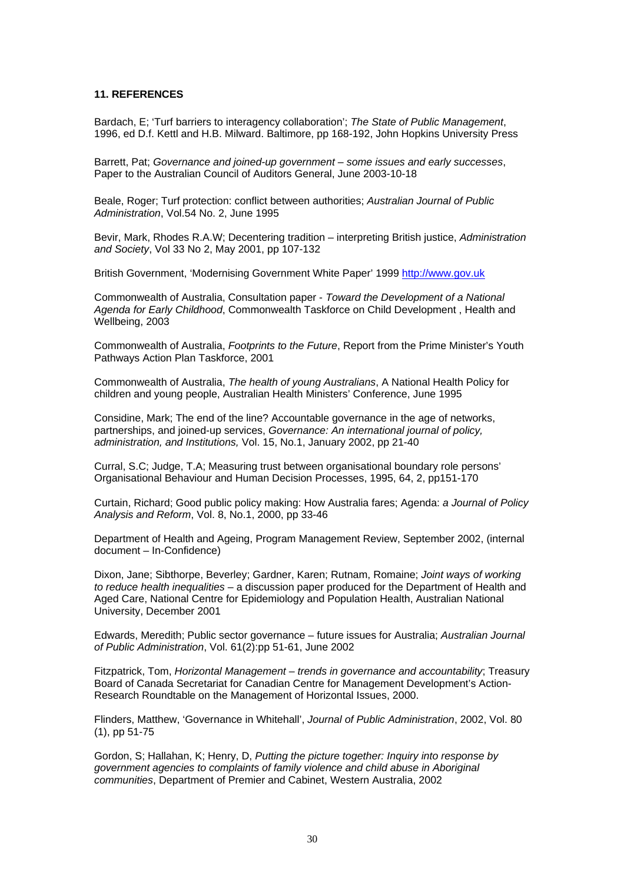**11. REFERENCES**

Bardach, E; 'Turf barriers to interagency collaboration'; *The State of Public Management*, 1996, ed D.f. Kettl and H.B. Milward. Baltimore, pp 168-192, John Hopkins University Press

Barrett, Pat; *Governance and joined-up government – some issues and early successes*, Paper to the Australian Council of Auditors General, June 2003-10-18

Beale, Roger; Turf protection: conflict between authorities; *Australian Journal of Public Administration*, Vol.54 No. 2, June 1995

Bevir, Mark, Rhodes R.A.W; Decentering tradition – interpreting British justice, *Administration and Society*, Vol 33 No 2, May 2001, pp 107-132

British Government, 'Modernising Government White Paper' 1999 http://www.gov.uk

Commonwealth of Australia, Consultation paper - *Toward the Development of a National Agenda for Early Childhood*, Commonwealth Taskforce on Child Development , Health and Wellbeing, 2003

Commonwealth of Australia, *Footprints to the Future*, Report from the Prime Minister's Youth Pathways Action Plan Taskforce, 2001

Commonwealth of Australia, *The health of young Australians*, A National Health Policy for children and young people, Australian Health Ministers' Conference, June 1995

Considine, Mark; The end of the line? Accountable governance in the age of networks, partnerships, and joined-up services, *Governance: An international journal of policy, administration, and Institutions,* Vol. 15, No.1, January 2002, pp 21-40

Curral, S.C; Judge, T.A; Measuring trust between organisational boundary role persons' Organisational Behaviour and Human Decision Processes, 1995, 64, 2, pp151-170

Curtain, Richard; Good public policy making: How Australia fares; Agenda: *a Journal of Policy Analysis and Reform*, Vol. 8, No.1, 2000, pp 33-46

Department of Health and Ageing, Program Management Review, September 2002, (internal document – In-Confidence)

Dixon, Jane; Sibthorpe, Beverley; Gardner, Karen; Rutnam, Romaine; *Joint ways of working to reduce health inequalities* – a discussion paper produced for the Department of Health and Aged Care, National Centre for Epidemiology and Population Health, Australian National University, December 2001

Edwards, Meredith; Public sector governance – future issues for Australia; *Australian Journal of Public Administration*, Vol. 61(2):pp 51-61, June 2002

Fitzpatrick, Tom, *Horizontal Management – trends in governance and accountability*; Treasury Board of Canada Secretariat for Canadian Centre for Management Development's Action-Research Roundtable on the Management of Horizontal Issues, 2000.

Flinders, Matthew, 'Governance in Whitehall', *Journal of Public Administration*, 2002, Vol. 80 (1), pp 51-75

Gordon, S; Hallahan, K; Henry, D, *Putting the picture together: Inquiry into response by government agencies to complaints of family violence and child abuse in Aboriginal communities*, Department of Premier and Cabinet, Western Australia, 2002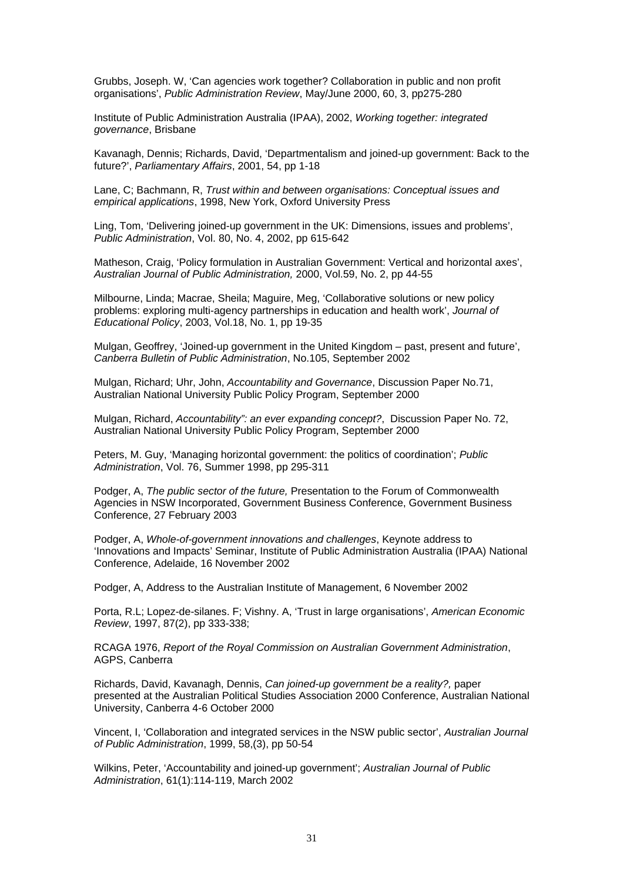Grubbs, Joseph. W, 'Can agencies work together? Collaboration in public and non profit organisations', *Public Administration Review*, May/June 2000, 60, 3, pp275-280

Institute of Public Administration Australia (IPAA), 2002, *Working together: integrated governance*, Brisbane

Kavanagh, Dennis; Richards, David, 'Departmentalism and joined-up government: Back to the future?', *Parliamentary Affairs*, 2001, 54, pp 1-18

Lane, C; Bachmann, R, *Trust within and between organisations: Conceptual issues and empirical applications*, 1998, New York, Oxford University Press

Ling, Tom, 'Delivering joined-up government in the UK: Dimensions, issues and problems', *Public Administration*, Vol. 80, No. 4, 2002, pp 615-642

Matheson, Craig, 'Policy formulation in Australian Government: Vertical and horizontal axes', *Australian Journal of Public Administration,* 2000, Vol.59, No. 2, pp 44-55

Milbourne, Linda; Macrae, Sheila; Maguire, Meg, 'Collaborative solutions or new policy problems: exploring multi-agency partnerships in education and health work', *Journal of Educational Policy*, 2003, Vol.18, No. 1, pp 19-35

Mulgan, Geoffrey, 'Joined-up government in the United Kingdom – past, present and future', *Canberra Bulletin of Public Administration*, No.105, September 2002

Mulgan, Richard; Uhr, John, *Accountability and Governance*, Discussion Paper No.71, Australian National University Public Policy Program, September 2000

Mulgan, Richard, *Accountability": an ever expanding concept?*, Discussion Paper No. 72, Australian National University Public Policy Program, September 2000

Peters, M. Guy, 'Managing horizontal government: the politics of coordination'; *Public Administration*, Vol. 76, Summer 1998, pp 295-311

Podger, A, *The public sector of the future,* Presentation to the Forum of Commonwealth Agencies in NSW Incorporated, Government Business Conference, Government Business Conference, 27 February 2003

Podger, A, *Whole-of-government innovations and challenges*, Keynote address to 'Innovations and Impacts' Seminar, Institute of Public Administration Australia (IPAA) National Conference, Adelaide, 16 November 2002

Podger, A, Address to the Australian Institute of Management, 6 November 2002

Porta, R.L; Lopez-de-silanes. F; Vishny. A, 'Trust in large organisations', *American Economic Review*, 1997, 87(2), pp 333-338;

RCAGA 1976, *Report of the Royal Commission on Australian Government Administration*, AGPS, Canberra

Richards, David, Kavanagh, Dennis, *Can joined-up government be a reality?,* paper presented at the Australian Political Studies Association 2000 Conference, Australian National University, Canberra 4-6 October 2000

Vincent, I, 'Collaboration and integrated services in the NSW public sector', *Australian Journal of Public Administration*, 1999, 58,(3), pp 50-54

Wilkins, Peter, 'Accountability and joined-up government'; *Australian Journal of Public Administration*, 61(1):114-119, March 2002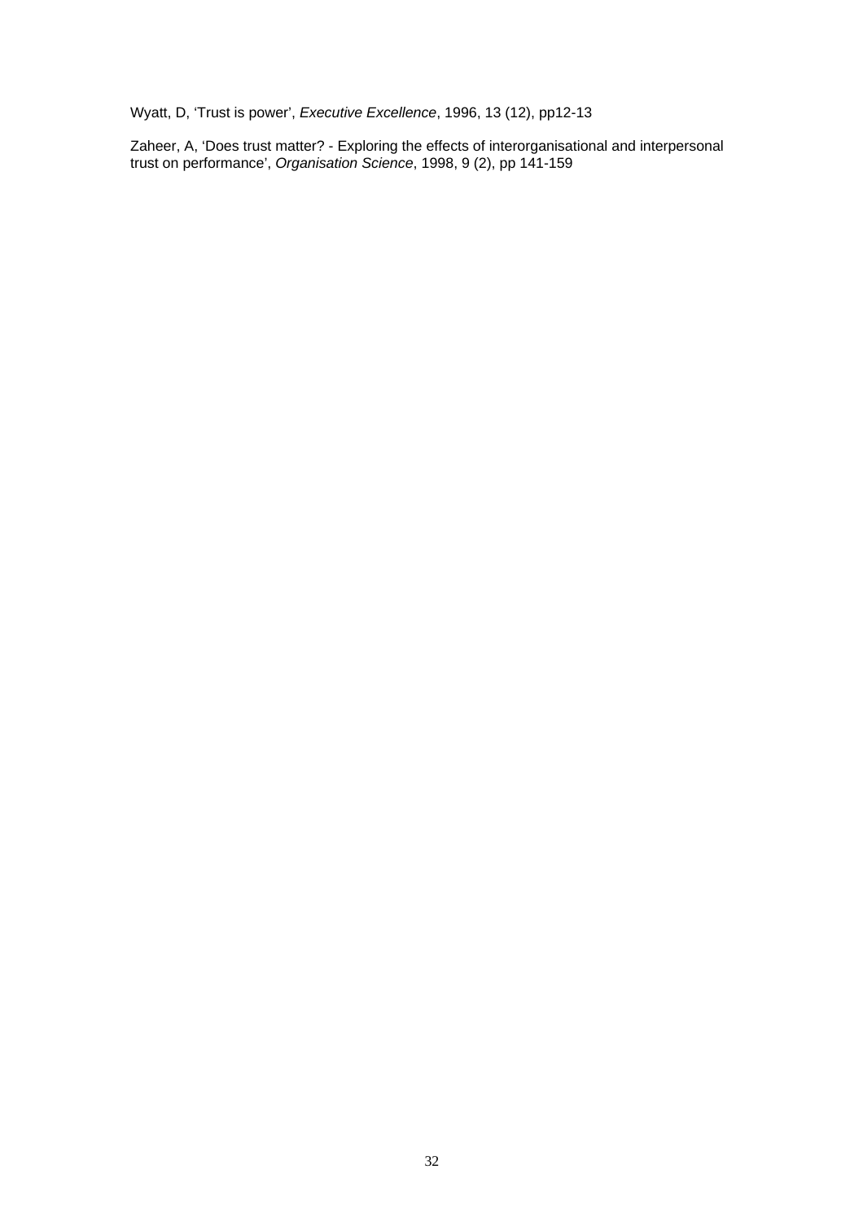Wyatt, D, 'Trust is power', *Executive Excellence*, 1996, 13 (12), pp12-13

Zaheer, A, 'Does trust matter? - Exploring the effects of interorganisational and interpersonal trust on performance', *Organisation Science*, 1998, 9 (2), pp 141-159